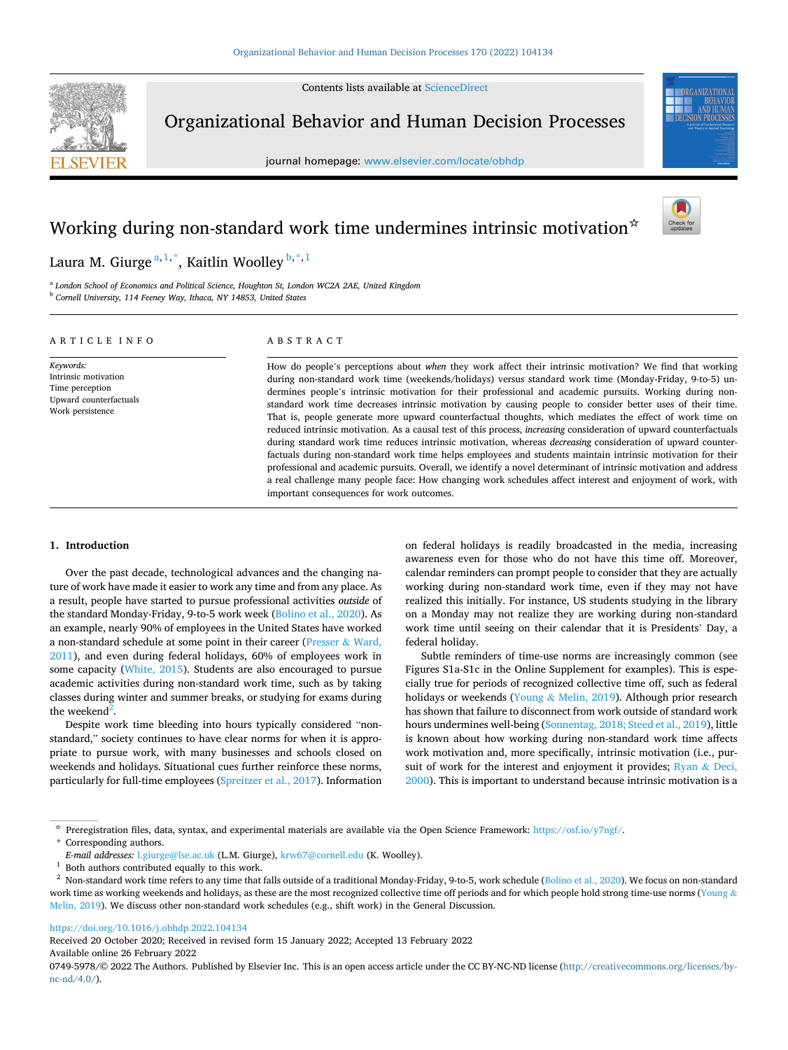# Working during non-standard work time undermines intrinsic motivation[☆]

Laura M. Giurge [a,1,*], Kaitlin Woolley [b,*,1]

[a] London School of Economics and Political Science, Houghton St, London WC2A 2AE, United Kingdom

[b] Cornell University, 114 Feeney Way, Ithaca, NY 14853, United States

## ARTICLE INFO

*Keywords:*
Intrinsic motivation
Time perception
Upward counterfactuals
Work persistence

## ABSTRACT

How do people's perceptions about *when* they work affect their intrinsic motivation? We find that working during non-standard work time (weekends/holidays) versus standard work time (Monday-Friday, 9-to-5) undermines people's intrinsic motivation for their professional and academic pursuits. Working during non-standard work time decreases intrinsic motivation by causing people to consider better uses of their time. That is, people generate more upward counterfactual thoughts, which mediates the effect of work time on reduced intrinsic motivation. As a causal test of this process, *increasing* consideration of upward counterfactuals during standard work time reduces intrinsic motivation, whereas *decreasing* consideration of upward counterfactuals during non-standard work time helps employees and students maintain intrinsic motivation for their professional and academic pursuits. Overall, we identify a novel determinant of intrinsic motivation and address a real challenge many people face: How changing work schedules affect interest and enjoyment of work, with important consequences for work outcomes.

## 1. Introduction

Over the past decade, technological advances and the changing nature of work have made it easier to work any time and from any place. As a result, people have started to pursue professional activities *outside* of the standard Monday-Friday, 9-to-5 work week (Bolino et al., 2020). As an example, nearly 90% of employees in the United States have worked a non-standard schedule at some point in their career (Presser & Ward, 2011), and even during federal holidays, 60% of employees work in some capacity (White, 2015). Students are also encouraged to pursue academic activities during non-standard work time, such as by taking classes during winter and summer breaks, or studying for exams during the weekend[2].

Despite work time bleeding into hours typically considered "non-standard," society continues to have clear norms for when it is appropriate to pursue work, with many businesses and schools closed on weekends and holidays. Situational cues further reinforce these norms, particularly for full-time employees (Spreitzer et al., 2017). Information on federal holidays is readily broadcasted in the media, increasing awareness even for those who do not have this time off. Moreover, calendar reminders can prompt people to consider that they are actually working during non-standard work time, even if they may not have realized this initially. For instance, US students studying in the library on a Monday may not realize they are working during non-standard work time until seeing on their calendar that it is Presidents' Day, a federal holiday.

Subtle reminders of time-use norms are increasingly common (see Figures S1a-S1c in the Online Supplement for examples). This is especially true for periods of recognized collective time off, such as federal holidays or weekends (Young & Melin, 2019). Although prior research has shown that failure to disconnect from work outside of standard work hours undermines well-being (Sonnentag, 2018; Steed et al., 2019), little is known about how working during non-standard work time affects work motivation and, more specifically, intrinsic motivation (i.e., pursuit of work for the interest and enjoyment it provides; Ryan & Deci, 2000). This is important to understand because intrinsic motivation is a

---

☆ Preregistration files, data, syntax, and experimental materials are available via the Open Science Framework: https://osf.io/y7ngf/.

\* Corresponding authors.

*E-mail addresses:* l.giurge@lse.ac.uk (L.M. Giurge), krw67@cornell.edu (K. Woolley).

1 Both authors contributed equally to this work.

2 Non-standard work time refers to any time that falls outside of a traditional Monday-Friday, 9-to-5, work schedule (Bolino et al., 2020). We focus on non-standard work time as working weekends and holidays, as these are the most recognized collective time off periods and for which people hold strong time-use norms (Young & Melin, 2019). We discuss other non-standard work schedules (e.g., shift work) in the General Discussion.

https://doi.org/10.1016/j.obhdp.2022.104134
Received 20 October 2020; Received in revised form 15 January 2022; Accepted 13 February 2022
Available online 26 February 2022
0749-5978/© 2022 The Authors. Published by Elsevier Inc. This is an open access article under the CC BY-NC-ND license (http://creativecommons.org/licenses/by-nc-nd/4.0/).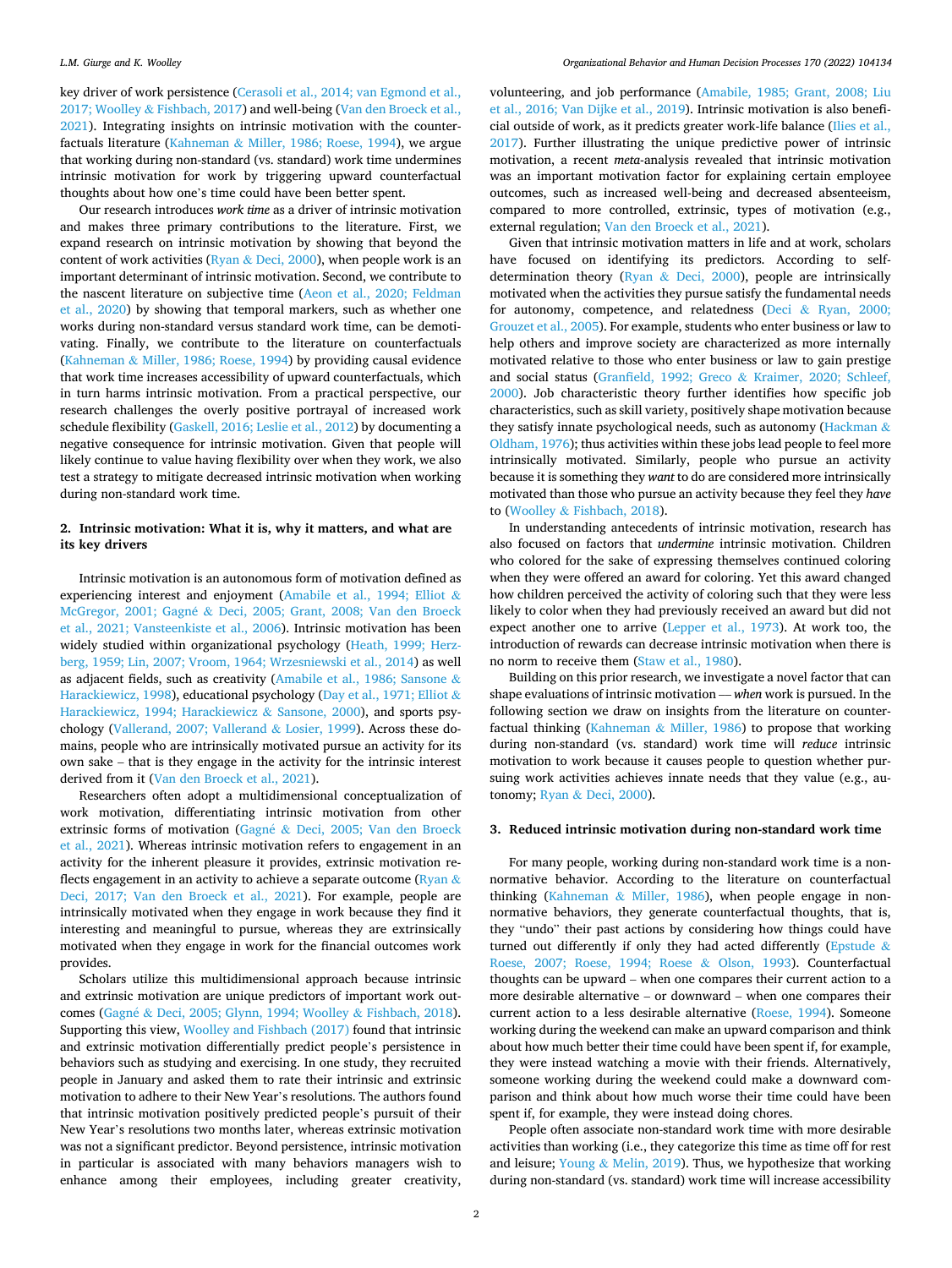key driver of work persistence (Cerasoli et al., 2014; van Egmond et al., 2017; Woolley & Fishbach, 2017) and well-being (Van den Broeck et al., 2021). Integrating insights on intrinsic motivation with the counterfactuals literature (Kahneman & Miller, 1986; Roese, 1994), we argue that working during non-standard (vs. standard) work time undermines intrinsic motivation for work by triggering upward counterfactual thoughts about how one's time could have been better spent.

Our research introduces *work time* as a driver of intrinsic motivation and makes three primary contributions to the literature. First, we expand research on intrinsic motivation by showing that beyond the content of work activities (Ryan & Deci, 2000), when people work is an important determinant of intrinsic motivation. Second, we contribute to the nascent literature on subjective time (Aeon et al., 2020; Feldman et al., 2020) by showing that temporal markers, such as whether one works during non-standard versus standard work time, can be demotivating. Finally, we contribute to the literature on counterfactuals (Kahneman & Miller, 1986; Roese, 1994) by providing causal evidence that work time increases accessibility of upward counterfactuals, which in turn harms intrinsic motivation. From a practical perspective, our research challenges the overly positive portrayal of increased work schedule flexibility (Gaskell, 2016; Leslie et al., 2012) by documenting a negative consequence for intrinsic motivation. Given that people will likely continue to value having flexibility over when they work, we also test a strategy to mitigate decreased intrinsic motivation when working during non-standard work time.

## 2. Intrinsic motivation: What it is, why it matters, and what are its key drivers

Intrinsic motivation is an autonomous form of motivation defined as experiencing interest and enjoyment (Amabile et al., 1994; Elliot & McGregor, 2001; Gagné & Deci, 2005; Grant, 2008; Van den Broeck et al., 2021; Vansteenkiste et al., 2006). Intrinsic motivation has been widely studied within organizational psychology (Heath, 1999; Herzberg, 1959; Lin, 2007; Vroom, 1964; Wrzesniewski et al., 2014) as well as adjacent fields, such as creativity (Amabile et al., 1986; Sansone & Harackiewicz, 1998), educational psychology (Day et al., 1971; Elliot & Harackiewicz, 1994; Harackiewicz & Sansone, 2000), and sports psychology (Vallerand, 2007; Vallerand & Losier, 1999). Across these domains, people who are intrinsically motivated pursue an activity for its own sake – that is they engage in the activity for the intrinsic interest derived from it (Van den Broeck et al., 2021).

Researchers often adopt a multidimensional conceptualization of work motivation, differentiating intrinsic motivation from other extrinsic forms of motivation (Gagné & Deci, 2005; Van den Broeck et al., 2021). Whereas intrinsic motivation refers to engagement in an activity for the inherent pleasure it provides, extrinsic motivation reflects engagement in an activity to achieve a separate outcome (Ryan & Deci, 2017; Van den Broeck et al., 2021). For example, people are intrinsically motivated when they engage in work because they find it interesting and meaningful to pursue, whereas they are extrinsically motivated when they engage in work for the financial outcomes work provides.

Scholars utilize this multidimensional approach because intrinsic and extrinsic motivation are unique predictors of important work outcomes (Gagné & Deci, 2005; Glynn, 1994; Woolley & Fishbach, 2018). Supporting this view, Woolley and Fishbach (2017) found that intrinsic and extrinsic motivation differentially predict people's persistence in behaviors such as studying and exercising. In one study, they recruited people in January and asked them to rate their intrinsic and extrinsic motivation to adhere to their New Year's resolutions. The authors found that intrinsic motivation positively predicted people's pursuit of their New Year's resolutions two months later, whereas extrinsic motivation was not a significant predictor. Beyond persistence, intrinsic motivation in particular is associated with many behaviors managers wish to enhance among their employees, including greater creativity, volunteering, and job performance (Amabile, 1985; Grant, 2008; Liu et al., 2016; Van Dijke et al., 2019). Intrinsic motivation is also beneficial outside of work, as it predicts greater work-life balance (Ilies et al., 2017). Further illustrating the unique predictive power of intrinsic motivation, a recent *meta*-analysis revealed that intrinsic motivation was an important motivation factor for explaining certain employee outcomes, such as increased well-being and decreased absenteeism, compared to more controlled, extrinsic, types of motivation (e.g., external regulation; Van den Broeck et al., 2021).

Given that intrinsic motivation matters in life and at work, scholars have focused on identifying its predictors. According to self-determination theory (Ryan & Deci, 2000), people are intrinsically motivated when the activities they pursue satisfy the fundamental needs for autonomy, competence, and relatedness (Deci & Ryan, 2000; Grouzet et al., 2005). For example, students who enter business or law to help others and improve society are characterized as more internally motivated relative to those who enter business or law to gain prestige and social status (Granfield, 1992; Greco & Kraimer, 2020; Schleef, 2000). Job characteristic theory further identifies how specific job characteristics, such as skill variety, positively shape motivation because they satisfy innate psychological needs, such as autonomy (Hackman & Oldham, 1976); thus activities within these jobs lead people to feel more intrinsically motivated. Similarly, people who pursue an activity because it is something they *want* to do are considered more intrinsically motivated than those who pursue an activity because they feel they *have* to (Woolley & Fishbach, 2018).

In understanding antecedents of intrinsic motivation, research has also focused on factors that *undermine* intrinsic motivation. Children who colored for the sake of expressing themselves continued coloring when they were offered an award for coloring. Yet this award changed how children perceived the activity of coloring such that they were less likely to color when they had previously received an award but did not expect another one to arrive (Lepper et al., 1973). At work too, the introduction of rewards can decrease intrinsic motivation when there is no norm to receive them (Staw et al., 1980).

Building on this prior research, we investigate a novel factor that can shape evaluations of intrinsic motivation — *when* work is pursued. In the following section we draw on insights from the literature on counterfactual thinking (Kahneman & Miller, 1986) to propose that working during non-standard (vs. standard) work time will *reduce* intrinsic motivation to work because it causes people to question whether pursuing work activities achieves innate needs that they value (e.g., autonomy; Ryan & Deci, 2000).

## 3. Reduced intrinsic motivation during non-standard work time

For many people, working during non-standard work time is a non-normative behavior. According to the literature on counterfactual thinking (Kahneman & Miller, 1986), when people engage in non-normative behaviors, they generate counterfactual thoughts, that is, they "undo" their past actions by considering how things could have turned out differently if only they had acted differently (Epstude & Roese, 2007; Roese, 1994; Roese & Olson, 1993). Counterfactual thoughts can be upward – when one compares their current action to a more desirable alternative – or downward – when one compares their current action to a less desirable alternative (Roese, 1994). Someone working during the weekend can make an upward comparison and think about how much better their time could have been spent if, for example, they were instead watching a movie with their friends. Alternatively, someone working during the weekend could make a downward comparison and think about how much worse their time could have been spent if, for example, they were instead doing chores.

People often associate non-standard work time with more desirable activities than working (i.e., they categorize this time as time off for rest and leisure; Young & Melin, 2019). Thus, we hypothesize that working during non-standard (vs. standard) work time will increase accessibility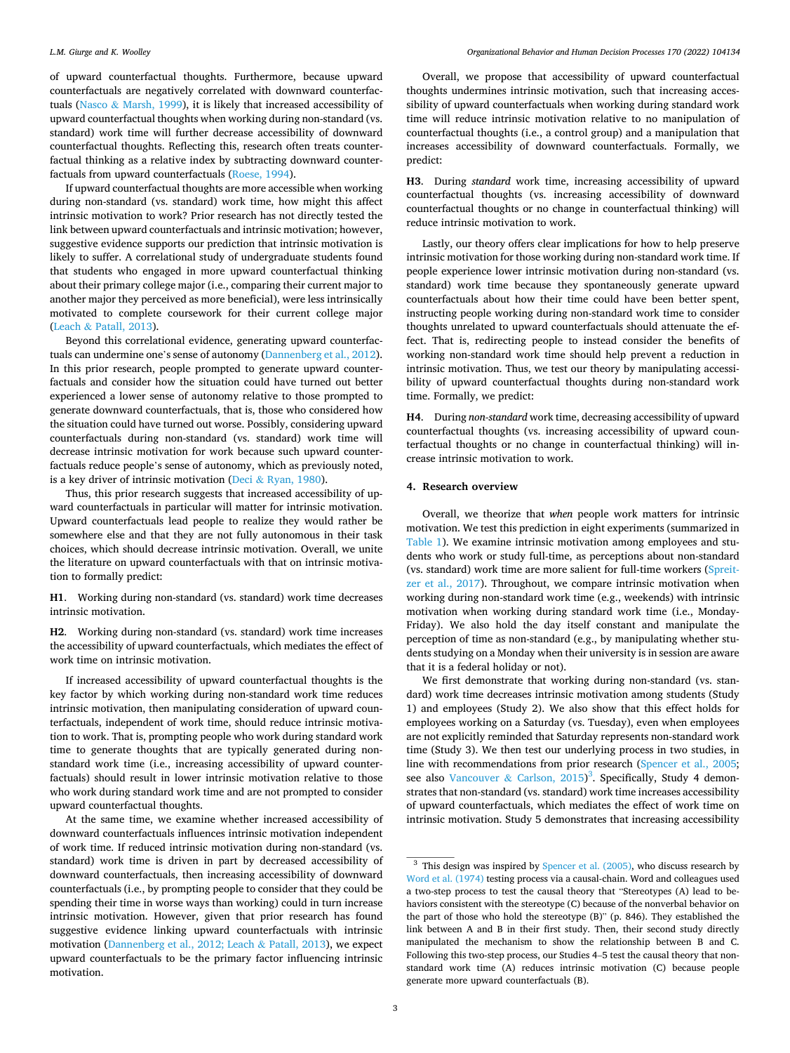of upward counterfactual thoughts. Furthermore, because upward counterfactuals are negatively correlated with downward counterfactuals (Nasco & Marsh, 1999), it is likely that increased accessibility of upward counterfactual thoughts when working during non-standard (vs. standard) work time will further decrease accessibility of downward counterfactual thoughts. Reflecting this, research often treats counterfactual thinking as a relative index by subtracting downward counterfactuals from upward counterfactuals (Roese, 1994).

If upward counterfactual thoughts are more accessible when working during non-standard (vs. standard) work time, how might this affect intrinsic motivation to work? Prior research has not directly tested the link between upward counterfactuals and intrinsic motivation; however, suggestive evidence supports our prediction that intrinsic motivation is likely to suffer. A correlational study of undergraduate students found that students who engaged in more upward counterfactual thinking about their primary college major (i.e., comparing their current major to another major they perceived as more beneficial), were less intrinsically motivated to complete coursework for their current college major (Leach & Patall, 2013).

Beyond this correlational evidence, generating upward counterfactuals can undermine one's sense of autonomy (Dannenberg et al., 2012). In this prior research, people prompted to generate upward counterfactuals and consider how the situation could have turned out better experienced a lower sense of autonomy relative to those prompted to generate downward counterfactuals, that is, those who considered how the situation could have turned out worse. Possibly, considering upward counterfactuals during non-standard (vs. standard) work time will decrease intrinsic motivation for work because such upward counterfactuals reduce people's sense of autonomy, which as previously noted, is a key driver of intrinsic motivation (Deci & Ryan, 1980).

Thus, this prior research suggests that increased accessibility of upward counterfactuals in particular will matter for intrinsic motivation. Upward counterfactuals lead people to realize they would rather be somewhere else and that they are not fully autonomous in their task choices, which should decrease intrinsic motivation. Overall, we unite the literature on upward counterfactuals with that on intrinsic motivation to formally predict:

**H1**. Working during non-standard (vs. standard) work time decreases intrinsic motivation.

**H2**. Working during non-standard (vs. standard) work time increases the accessibility of upward counterfactuals, which mediates the effect of work time on intrinsic motivation.

If increased accessibility of upward counterfactual thoughts is the key factor by which working during non-standard work time reduces intrinsic motivation, then manipulating consideration of upward counterfactuals, independent of work time, should reduce intrinsic motivation to work. That is, prompting people who work during standard work time to generate thoughts that are typically generated during non-standard work time (i.e., increasing accessibility of upward counterfactuals) should result in lower intrinsic motivation relative to those who work during standard work time and are not prompted to consider upward counterfactual thoughts.

At the same time, we examine whether increased accessibility of downward counterfactuals influences intrinsic motivation independent of work time. If reduced intrinsic motivation during non-standard (vs. standard) work time is driven in part by decreased accessibility of downward counterfactuals, then increasing accessibility of downward counterfactuals (i.e., by prompting people to consider that they could be spending their time in worse ways than working) could in turn increase intrinsic motivation. However, given that prior research has found suggestive evidence linking upward counterfactuals with intrinsic motivation (Dannenberg et al., 2012; Leach & Patall, 2013), we expect upward counterfactuals to be the primary factor influencing intrinsic motivation.

Overall, we propose that accessibility of upward counterfactual thoughts undermines intrinsic motivation, such that increasing accessibility of upward counterfactuals when working during standard work time will reduce intrinsic motivation relative to no manipulation of counterfactual thoughts (i.e., a control group) and a manipulation that increases accessibility of downward counterfactuals. Formally, we predict:

**H3**. During *standard* work time, increasing accessibility of upward counterfactual thoughts (vs. increasing accessibility of downward counterfactual thoughts or no change in counterfactual thinking) will reduce intrinsic motivation to work.

Lastly, our theory offers clear implications for how to help preserve intrinsic motivation for those working during non-standard work time. If people experience lower intrinsic motivation during non-standard (vs. standard) work time because they spontaneously generate upward counterfactuals about how their time could have been better spent, instructing people working during non-standard work time to consider thoughts unrelated to upward counterfactuals should attenuate the effect. That is, redirecting people to instead consider the benefits of working non-standard work time should help prevent a reduction in intrinsic motivation. Thus, we test our theory by manipulating accessibility of upward counterfactual thoughts during non-standard work time. Formally, we predict:

**H4**. During *non-standard* work time, decreasing accessibility of upward counterfactual thoughts (vs. increasing accessibility of upward counterfactual thoughts or no change in counterfactual thinking) will increase intrinsic motivation to work.

## 4. Research overview

Overall, we theorize that *when* people work matters for intrinsic motivation. We test this prediction in eight experiments (summarized in Table 1). We examine intrinsic motivation among employees and students who work or study full-time, as perceptions about non-standard (vs. standard) work time are more salient for full-time workers (Spreitzer et al., 2017). Throughout, we compare intrinsic motivation when working during non-standard work time (e.g., weekends) with intrinsic motivation when working during standard work time (i.e., Monday-Friday). We also hold the day itself constant and manipulate the perception of time as non-standard (e.g., by manipulating whether students studying on a Monday when their university is in session are aware that it is a federal holiday or not).

We first demonstrate that working during non-standard (vs. standard) work time decreases intrinsic motivation among students (Study 1) and employees (Study 2). We also show that this effect holds for employees working on a Saturday (vs. Tuesday), even when employees are not explicitly reminded that Saturday represents non-standard work time (Study 3). We then test our underlying process in two studies, in line with recommendations from prior research (Spencer et al., 2005; see also Vancouver & Carlson, 2015)[3]. Specifically, Study 4 demonstrates that non-standard (vs. standard) work time increases accessibility of upward counterfactuals, which mediates the effect of work time on intrinsic motivation. Study 5 demonstrates that increasing accessibility

[3] This design was inspired by Spencer et al. (2005), who discuss research by Word et al. (1974) testing process via a causal-chain. Word and colleagues used a two-step process to test the causal theory that "Stereotypes (A) lead to behaviors consistent with the stereotype (C) because of the nonverbal behavior on the part of those who hold the stereotype (B)" (p. 846). They established the link between A and B in their first study. Then, their second study directly manipulated the mechanism to show the relationship between B and C. Following this two-step process, our Studies 4–5 test the causal theory that non-standard work time (A) reduces intrinsic motivation (C) because people generate more upward counterfactuals (B).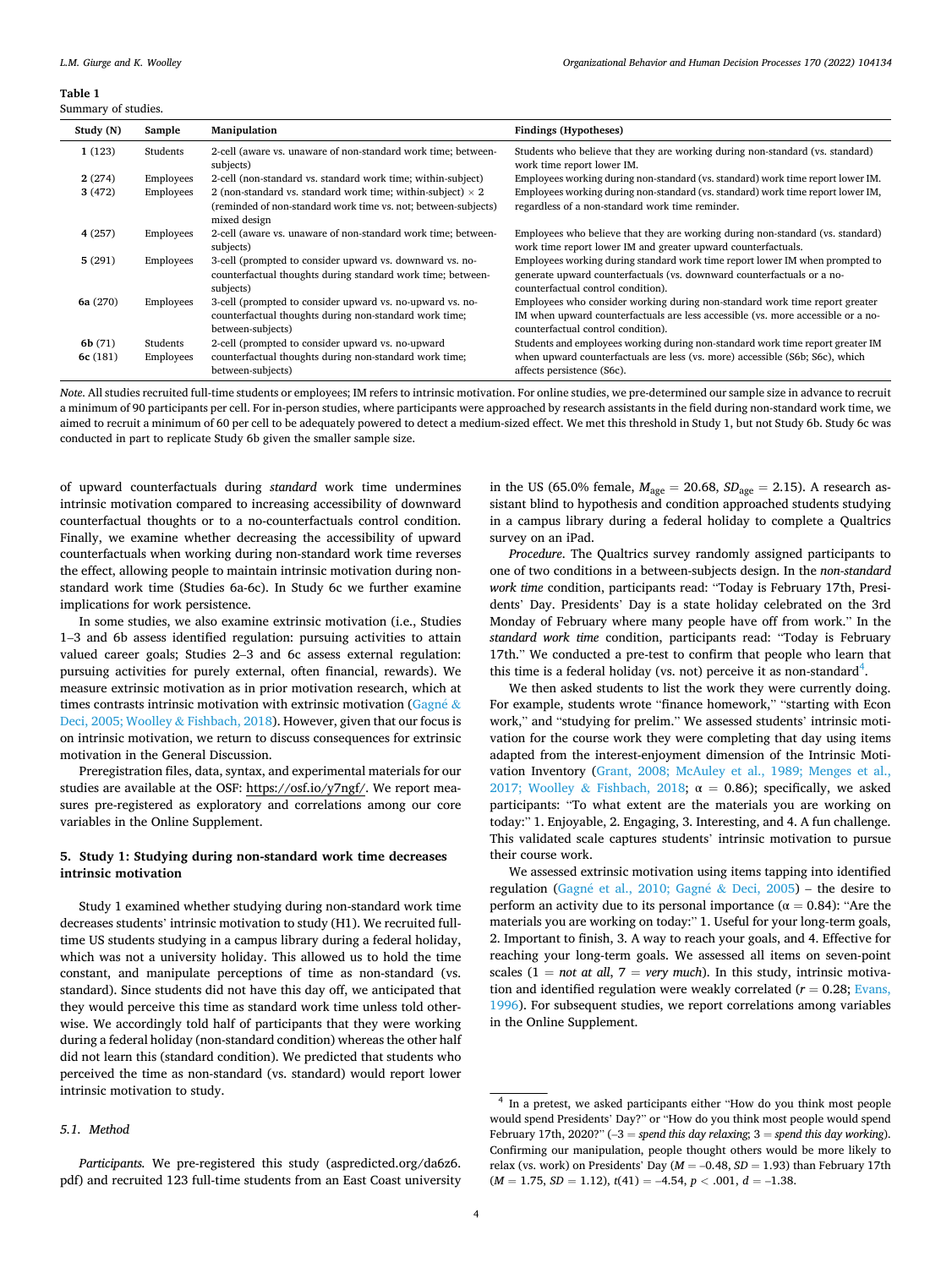**Table 1**
Summary of studies.

| Study (N) | Sample | Manipulation | Findings (Hypotheses) |
|---|---|---|---|
| **1** (123) | Students | 2-cell (aware vs. unaware of non-standard work time; between-subjects) | Students who believe that they are working during non-standard (vs. standard) work time report lower IM. |
| **2** (274) | Employees | 2-cell (non-standard vs. standard work time; within-subject) | Employees working during non-standard (vs. standard) work time report lower IM. |
| **3** (472) | Employees | 2 (non-standard vs. standard work time; within-subject) × 2 (reminded of non-standard work time vs. not; between-subjects) mixed design | Employees working during non-standard (vs. standard) work time report lower IM, regardless of a non-standard work time reminder. |
| **4** (257) | Employees | 2-cell (aware vs. unaware of non-standard work time; between-subjects) | Employees who believe that they are working during non-standard (vs. standard) work time report lower IM and greater upward counterfactuals. |
| **5** (291) | Employees | 3-cell (prompted to consider upward vs. downward vs. no-counterfactual thoughts during standard work time; between-subjects) | Employees working during standard work time report lower IM when prompted to generate upward counterfactuals (vs. downward counterfactuals or a no-counterfactual control condition). |
| **6a** (270) | Employees | 3-cell (prompted to consider upward vs. no-upward vs. no-counterfactual thoughts during non-standard work time; between-subjects) | Employees who consider working during non-standard work time report greater IM when upward counterfactuals are less accessible (vs. more accessible or a no-counterfactual control condition). |
| **6b** (71) | Students | 2-cell (prompted to consider upward vs. no-upward counterfactual thoughts during non-standard work time; between-subjects) | Students and employees working during non-standard work time report greater IM when upward counterfactuals are less (vs. more) accessible (S6b; S6c), which affects persistence (S6c). |
| **6c** (181) | Employees | | |

*Note*. All studies recruited full-time students or employees; IM refers to intrinsic motivation. For online studies, we pre-determined our sample size in advance to recruit a minimum of 90 participants per cell. For in-person studies, where participants were approached by research assistants in the field during non-standard work time, we aimed to recruit a minimum of 60 per cell to be adequately powered to detect a medium-sized effect. We met this threshold in Study 1, but not Study 6b. Study 6c was conducted in part to replicate Study 6b given the smaller sample size.

of upward counterfactuals during *standard* work time undermines intrinsic motivation compared to increasing accessibility of downward counterfactual thoughts or to a no-counterfactuals control condition. Finally, we examine whether decreasing the accessibility of upward counterfactuals when working during non-standard work time reverses the effect, allowing people to maintain intrinsic motivation during non-standard work time (Studies 6a-6c). In Study 6c we further examine implications for work persistence.

In some studies, we also examine extrinsic motivation (i.e., Studies 1–3 and 6b assess identified regulation: pursuing activities to attain valued career goals; Studies 2–3 and 6c assess external regulation: pursuing activities for purely external, often financial, rewards). We measure extrinsic motivation as in prior motivation research, which at times contrasts intrinsic motivation with extrinsic motivation (Gagné & Deci, 2005; Woolley & Fishbach, 2018). However, given that our focus is on intrinsic motivation, we return to discuss consequences for extrinsic motivation in the General Discussion.

Preregistration files, data, syntax, and experimental materials for our studies are available at the OSF: https://osf.io/y7ngf/. We report measures pre-registered as exploratory and correlations among our core variables in the Online Supplement.

## 5. Study 1: Studying during non-standard work time decreases intrinsic motivation

Study 1 examined whether studying during non-standard work time decreases students' intrinsic motivation to study (H1). We recruited full-time US students studying in a campus library during a federal holiday, which was not a university holiday. This allowed us to hold the time constant, and manipulate perceptions of time as non-standard (vs. standard). Since students did not have this day off, we anticipated that they would perceive this time as standard work time unless told otherwise. We accordingly told half of participants that they were working during a federal holiday (non-standard condition) whereas the other half did not learn this (standard condition). We predicted that students who perceived the time as non-standard (vs. standard) would report lower intrinsic motivation to study.

### 5.1. Method

*Participants*. We pre-registered this study (aspredicted.org/da6z6.pdf) and recruited 123 full-time students from an East Coast university in the US (65.0% female, $M_{age} = 20.68$, $SD_{age} = 2.15$). A research assistant blind to hypothesis and condition approached students studying in a campus library during a federal holiday to complete a Qualtrics survey on an iPad.

*Procedure*. The Qualtrics survey randomly assigned participants to one of two conditions in a between-subjects design. In the *non-standard work time* condition, participants read: "Today is February 17th, Presidents' Day. Presidents' Day is a state holiday celebrated on the 3rd Monday of February where many people have off from work." In the *standard work time* condition, participants read: "Today is February 17th." We conducted a pre-test to confirm that people who learn that this time is a federal holiday (vs. not) perceive it as non-standard[4].

We then asked students to list the work they were currently doing. For example, students wrote "finance homework," "starting with Econ work," and "studying for prelim." We assessed students' intrinsic motivation for the course work they were completing that day using items adapted from the interest-enjoyment dimension of the Intrinsic Motivation Inventory (Grant, 2008; McAuley et al., 1989; Menges et al., 2017; Woolley & Fishbach, 2018; α = 0.86); specifically, we asked participants: "To what extent are the materials you are working on today:" 1. Enjoyable, 2. Engaging, 3. Interesting, and 4. A fun challenge. This validated scale captures students' intrinsic motivation to pursue their course work.

We assessed extrinsic motivation using items tapping into identified regulation (Gagné et al., 2010; Gagné & Deci, 2005) – the desire to perform an activity due to its personal importance (α = 0.84): "Are the materials you are working on today:" 1. Useful for your long-term goals, 2. Important to finish, 3. A way to reach your goals, and 4. Effective for reaching your long-term goals. We assessed all items on seven-point scales (1 = *not at all*, 7 = *very much*). In this study, intrinsic motivation and identified regulation were weakly correlated ($r = 0.28$; Evans, 1996). For subsequent studies, we report correlations among variables in the Online Supplement.

[4] In a pretest, we asked participants either "How do you think most people would spend Presidents' Day?" or "How do you think most people would spend February 17th, 2020?" (–3 = *spend this day relaxing*; 3 = *spend this day working*). Confirming our manipulation, people thought others would be more likely to relax (vs. work) on Presidents' Day ($M = -0.48$, $SD = 1.93$) than February 17th ($M = 1.75$, $SD = 1.12$), $t(41) = -4.54$, $p < .001$, $d = -1.38$.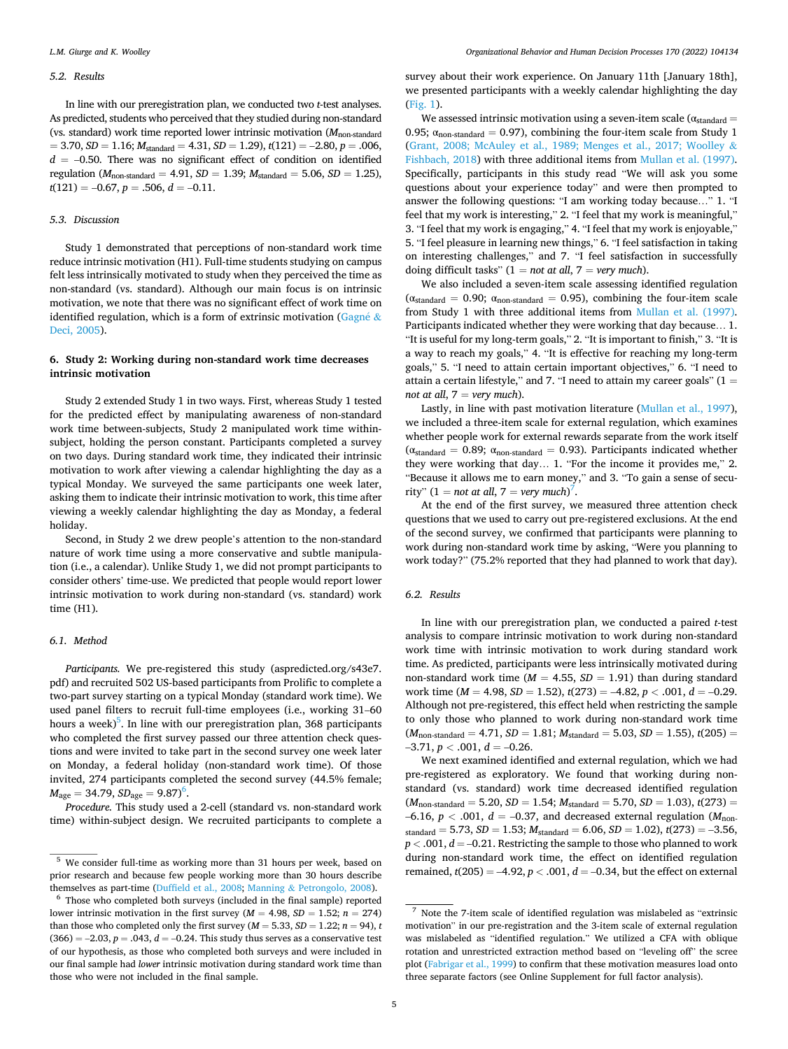### 5.2. Results

In line with our preregistration plan, we conducted two *t*-test analyses. As predicted, students who perceived that they studied during non-standard (vs. standard) work time reported lower intrinsic motivation ($M_{\text{non-standard}} = 3.70$, $SD = 1.16$; $M_{\text{standard}} = 4.31$, $SD = 1.29$), $t(121) = –2.80$, $p = .006$, $d = –0.50$. There was no significant effect of condition on identified regulation ($M_{\text{non-standard}} = 4.91$, $SD = 1.39$; $M_{\text{standard}} = 5.06$, $SD = 1.25$), $t(121) = –0.67$, $p = .506$, $d = –0.11$.

### 5.3. Discussion

Study 1 demonstrated that perceptions of non-standard work time reduce intrinsic motivation (H1). Full-time students studying on campus felt less intrinsically motivated to study when they perceived the time as non-standard (vs. standard). Although our main focus is on intrinsic motivation, we note that there was no significant effect of work time on identified regulation, which is a form of extrinsic motivation (Gagné & Deci, 2005).

## 6. Study 2: Working during non-standard work time decreases intrinsic motivation

Study 2 extended Study 1 in two ways. First, whereas Study 1 tested for the predicted effect by manipulating awareness of non-standard work time between-subjects, Study 2 manipulated work time within-subject, holding the person constant. Participants completed a survey on two days. During standard work time, they indicated their intrinsic motivation to work after viewing a calendar highlighting the day as a typical Monday. We surveyed the same participants one week later, asking them to indicate their intrinsic motivation to work, this time after viewing a weekly calendar highlighting the day as Monday, a federal holiday.

Second, in Study 2 we drew people's attention to the non-standard nature of work time using a more conservative and subtle manipulation (i.e., a calendar). Unlike Study 1, we did not prompt participants to consider others' time-use. We predicted that people would report lower intrinsic motivation to work during non-standard (vs. standard) work time (H1).

### 6.1. Method

*Participants.* We pre-registered this study (aspredicted.org/s43e7.pdf) and recruited 502 US-based participants from Prolific to complete a two-part survey starting on a typical Monday (standard work time). We used panel filters to recruit full-time employees (i.e., working 31–60 hours a week)[5]. In line with our preregistration plan, 368 participants who completed the first survey passed our three attention check questions and were invited to take part in the second survey one week later on Monday, a federal holiday (non-standard work time). Of those invited, 274 participants completed the second survey (44.5% female; $M_{\text{age}} = 34.79$, $SD_{\text{age}} = 9.87$)[6].

*Procedure.* This study used a 2-cell (standard vs. non-standard work time) within-subject design. We recruited participants to complete a survey about their work experience. On January 11th [January 18th], we presented participants with a weekly calendar highlighting the day (Fig. 1).

We assessed intrinsic motivation using a seven-item scale ($\alpha_{\text{standard}} = 0.95$; $\alpha_{\text{non-standard}} = 0.97$), combining the four-item scale from Study 1 (Grant, 2008; McAuley et al., 1989; Menges et al., 2017; Woolley & Fishbach, 2018) with three additional items from Mullan et al. (1997). Specifically, participants in this study read "We will ask you some questions about your experience today" and were then prompted to answer the following questions: "I am working today because…" 1. "I feel that my work is interesting," 2. "I feel that my work is meaningful," 3. "I feel that my work is engaging," 4. "I feel that my work is enjoyable," 5. "I feel pleasure in learning new things," 6. "I feel satisfaction in taking on interesting challenges," and 7. "I feel satisfaction in successfully doing difficult tasks" (1 = *not at all*, 7 = *very much*).

We also included a seven-item scale assessing identified regulation ($\alpha_{\text{standard}} = 0.90$; $\alpha_{\text{non-standard}} = 0.95$), combining the four-item scale from Study 1 with three additional items from Mullan et al. (1997). Participants indicated whether they were working that day because… 1. "It is useful for my long-term goals," 2. "It is important to finish," 3. "It is a way to reach my goals," 4. "It is effective for reaching my long-term goals," 5. "I need to attain certain important objectives," 6. "I need to attain a certain lifestyle," and 7. "I need to attain my career goals" (1 = *not at all*, 7 = *very much*).

Lastly, in line with past motivation literature (Mullan et al., 1997), we included a three-item scale for external regulation, which examines whether people work for external rewards separate from the work itself ($\alpha_{\text{standard}} = 0.89$; $\alpha_{\text{non-standard}} = 0.93$). Participants indicated whether they were working that day… 1. "For the income it provides me," 2. "Because it allows me to earn money," and 3. "To gain a sense of security" (1 = *not at all*, 7 = *very much*)[7].

At the end of the first survey, we measured three attention check questions that we used to carry out pre-registered exclusions. At the end of the second survey, we confirmed that participants were planning to work during non-standard work time by asking, "Were you planning to work today?" (75.2% reported that they had planned to work that day).

### 6.2. Results

In line with our preregistration plan, we conducted a paired *t*-test analysis to compare intrinsic motivation to work during non-standard work time with intrinsic motivation to work during standard work time. As predicted, participants were less intrinsically motivated during non-standard work time ($M = 4.55$, $SD = 1.91$) than during standard work time ($M = 4.98$, $SD = 1.52$), $t(273) = –4.82$, $p < .001$, $d = –0.29$. Although not pre-registered, this effect held when restricting the sample to only those who planned to work during non-standard work time ($M_{\text{non-standard}} = 4.71$, $SD = 1.81$; $M_{\text{standard}} = 5.03$, $SD = 1.55$), $t(205) = –3.71$, $p < .001$, $d = –0.26$.

We next examined identified and external regulation, which we had pre-registered as exploratory. We found that working during non-standard (vs. standard) work time decreased identified regulation ($M_{\text{non-standard}} = 5.20$, $SD = 1.54$; $M_{\text{standard}} = 5.70$, $SD = 1.03$), $t(273) = –6.16$, $p < .001$, $d = –0.37$, and decreased external regulation ($M_{\text{non-standard}} = 5.73$, $SD = 1.53$; $M_{\text{standard}} = 6.06$, $SD = 1.02$), $t(273) = –3.56$, $p < .001$, $d = –0.21$. Restricting the sample to those who planned to work during non-standard work time, the effect on identified regulation remained, $t(205) = –4.92$, $p < .001$, $d = –0.34$, but the effect on external

---

[5] We consider full-time as working more than 31 hours per week, based on prior research and because few people working more than 30 hours describe themselves as part-time (Duffield et al., 2008; Manning & Petrongolo, 2008).

[6] Those who completed both surveys (included in the final sample) reported lower intrinsic motivation in the first survey ($M = 4.98$, $SD = 1.52$; $n = 274$) than those who completed only the first survey ($M = 5.33$, $SD = 1.22$; $n = 94$), $t(366) = –2.03$, $p = .043$, $d = –0.24$. This study thus serves as a conservative test of our hypothesis, as those who completed both surveys and were included in our final sample had *lower* intrinsic motivation during standard work time than those who were not included in the final sample.

[7] Note the 7-item scale of identified regulation was mislabeled as "extrinsic motivation" in our pre-registration and the 3-item scale of external regulation was mislabeled as "identified regulation." We utilized a CFA with oblique rotation and unrestricted extraction method based on "leveling off" the scree plot (Fabrigar et al., 1999) to confirm that these motivation measures load onto three separate factors (see Online Supplement for full factor analysis).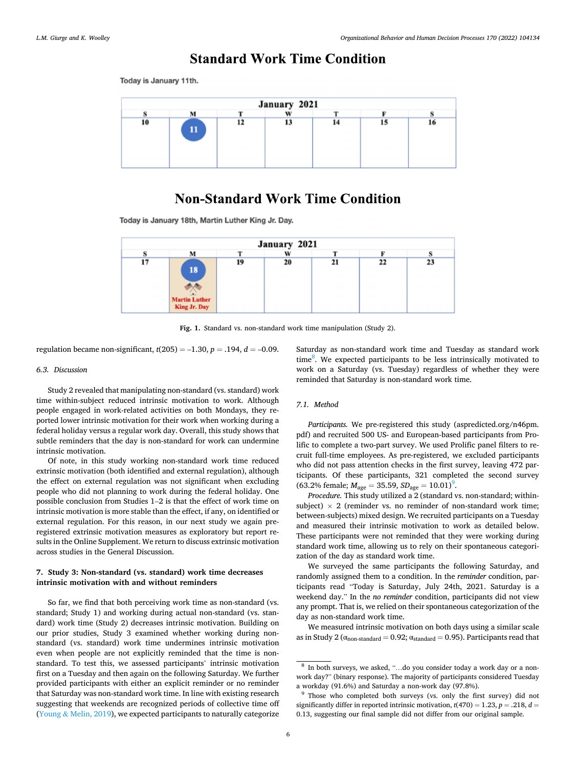## Standard Work Time Condition

Today is January 11th.

| January 2021 | | | | | | |
|---|---|---|---|---|---|---|
| S | M | T | W | T | F | S |
| 10 | 11 | 12 | 13 | 14 | 15 | 16 |

## Non-Standard Work Time Condition

Today is January 18th, Martin Luther King Jr. Day.

| January 2021 | | | | | | |
|---|---|---|---|---|---|---|
| S | M | T | W | T | F | S |
| 17 | 18 Martin Luther King Jr. Day | 19 | 20 | 21 | 22 | 23 |

**Fig. 1.** Standard vs. non-standard work time manipulation (Study 2).

regulation became non-significant, $t(205) = -1.30$, $p = .194$, $d = -0.09$.

### 6.3. Discussion

Study 2 revealed that manipulating non-standard (vs. standard) work time within-subject reduced intrinsic motivation to work. Although people engaged in work-related activities on both Mondays, they reported lower intrinsic motivation for their work when working during a federal holiday versus a regular work day. Overall, this study shows that subtle reminders that the day is non-standard for work can undermine intrinsic motivation.

Of note, in this study working non-standard work time reduced extrinsic motivation (both identified and external regulation), although the effect on external regulation was not significant when excluding people who did not planning to work during the federal holiday. One possible conclusion from Studies 1–2 is that the effect of work time on intrinsic motivation is more stable than the effect, if any, on identified or external regulation. For this reason, in our next study we again pre-registered extrinsic motivation measures as exploratory but report results in the Online Supplement. We return to discuss extrinsic motivation across studies in the General Discussion.

## 7. Study 3: Non-standard (vs. standard) work time decreases intrinsic motivation with and without reminders

So far, we find that both perceiving work time as non-standard (vs. standard; Study 1) and working during actual non-standard (vs. standard) work time (Study 2) decreases intrinsic motivation. Building on our prior studies, Study 3 examined whether working during non-standard (vs. standard) work time undermines intrinsic motivation even when people are not explicitly reminded that the time is non-standard. To test this, we assessed participants' intrinsic motivation first on a Tuesday and then again on the following Saturday. We further provided participants with either an explicit reminder or no reminder that Saturday was non-standard work time. In line with existing research suggesting that weekends are recognized periods of collective time off (Young & Melin, 2019), we expected participants to naturally categorize Saturday as non-standard work time and Tuesday as standard work time[8]. We expected participants to be less intrinsically motivated to work on a Saturday (vs. Tuesday) regardless of whether they were reminded that Saturday is non-standard work time.

### 7.1. Method

*Participants.* We pre-registered this study (aspredicted.org/n46pm.pdf) and recruited 500 US- and European-based participants from Prolific to complete a two-part survey. We used Prolific panel filters to recruit full-time employees. As pre-registered, we excluded participants who did not pass attention checks in the first survey, leaving 472 participants. Of these participants, 321 completed the second survey (63.2% female; $M_{age} = 35.59$, $SD_{age} = 10.01$)[9].

*Procedure.* This study utilized a 2 (standard vs. non-standard; within-subject) × 2 (reminder vs. no reminder of non-standard work time; between-subjects) mixed design. We recruited participants on a Tuesday and measured their intrinsic motivation to work as detailed below. These participants were not reminded that they were working during standard work time, allowing us to rely on their spontaneous categorization of the day as standard work time.

We surveyed the same participants the following Saturday, and randomly assigned them to a condition. In the *reminder* condition, participants read "Today is Saturday, July 24th, 2021. Saturday is a weekend day." In the *no reminder* condition, participants did not view any prompt. That is, we relied on their spontaneous categorization of the day as non-standard work time.

We measured intrinsic motivation on both days using a similar scale as in Study 2 ($\alpha_{non\text{-}standard} = 0.92$; $\alpha_{standard} = 0.95$). Participants read that

[8] In both surveys, we asked, "…do you consider today a work day or a non-work day?" (binary response). The majority of participants considered Tuesday a workday (91.6%) and Saturday a non-work day (97.8%).

[9] Those who completed both surveys (vs. only the first survey) did not significantly differ in reported intrinsic motivation, $t(470) = 1.23$, $p = .218$, $d = 0.13$, suggesting our final sample did not differ from our original sample.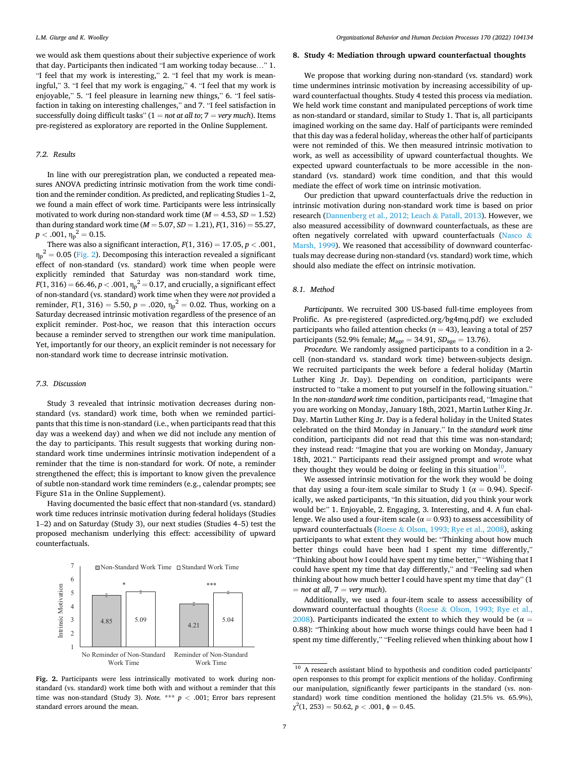we would ask them questions about their subjective experience of work that day. Participants then indicated "I am working today because…" 1. "I feel that my work is interesting," 2. "I feel that my work is meaningful," 3. "I feel that my work is engaging," 4. "I feel that my work is enjoyable," 5. "I feel pleasure in learning new things," 6. "I feel satisfaction in taking on interesting challenges," and 7. "I feel satisfaction in successfully doing difficult tasks" (1 = *not at all to*; 7 = *very much*). Items pre-registered as exploratory are reported in the Online Supplement.

### 7.2. Results

In line with our preregistration plan, we conducted a repeated measures ANOVA predicting intrinsic motivation from the work time condition and the reminder condition. As predicted, and replicating Studies 1–2, we found a main effect of work time. Participants were less intrinsically motivated to work during non-standard work time ($M = 4.53$, $SD = 1.52$) than during standard work time ($M = 5.07$, $SD = 1.21$), $F(1, 316) = 55.27$, $p < .001$, $\eta_p^2 = 0.15$.

There was also a significant interaction, $F(1, 316) = 17.05$, $p < .001$, $\eta_p^2 = 0.05$ (Fig. 2). Decomposing this interaction revealed a significant effect of non-standard (vs. standard) work time when people were explicitly reminded that Saturday was non-standard work time, $F(1, 316) = 66.46$, $p < .001$, $\eta_p^2 = 0.17$, and crucially, a significant effect of non-standard (vs. standard) work time when they were *not* provided a reminder, $F(1, 316) = 5.50$, $p = .020$, $\eta_p^2 = 0.02$. Thus, working on a Saturday decreased intrinsic motivation regardless of the presence of an explicit reminder. Post-hoc, we reason that this interaction occurs because a reminder served to strengthen our work time manipulation. Yet, importantly for our theory, an explicit reminder is not necessary for non-standard work time to decrease intrinsic motivation.

### 7.3. Discussion

Study 3 revealed that intrinsic motivation decreases during non-standard (vs. standard) work time, both when we reminded participants that this time is non-standard (i.e., when participants read that this day was a weekend day) and when we did not include any mention of the day to participants. This result suggests that working during non-standard work time undermines intrinsic motivation independent of a reminder that the time is non-standard for work. Of note, a reminder strengthened the effect; this is important to know given the prevalence of subtle non-standard work time reminders (e.g., calendar prompts; see Figure S1a in the Online Supplement).

Having documented the basic effect that non-standard (vs. standard) work time reduces intrinsic motivation during federal holidays (Studies 1–2) and on Saturday (Study 3), our next studies (Studies 4–5) test the proposed mechanism underlying this effect: accessibility of upward counterfactuals.

**Fig. 2.** Participants were less intrinsically motivated to work during non-standard (vs. standard) work time both with and without a reminder that this time was non-standard (Study 3). *Note.* *** $p < .001$; Error bars represent standard errors around the mean.

## 8. Study 4: Mediation through upward counterfactual thoughts

We propose that working during non-standard (vs. standard) work time undermines intrinsic motivation by increasing accessibility of upward counterfactual thoughts. Study 4 tested this process via mediation. We held work time constant and manipulated perceptions of work time as non-standard or standard, similar to Study 1. That is, all participants imagined working on the same day. Half of participants were reminded that this day was a federal holiday, whereas the other half of participants were not reminded of this. We then measured intrinsic motivation to work, as well as accessibility of upward counterfactual thoughts. We expected upward counterfactuals to be more accessible in the non-standard (vs. standard) work time condition, and that this would mediate the effect of work time on intrinsic motivation.

Our prediction that upward counterfactuals drive the reduction in intrinsic motivation during non-standard work time is based on prior research (Dannenberg et al., 2012; Leach & Patall, 2013). However, we also measured accessibility of downward counterfactuals, as these are often negatively correlated with upward counterfactuals (Nasco & Marsh, 1999). We reasoned that accessibility of downward counterfactuals may decrease during non-standard (vs. standard) work time, which should also mediate the effect on intrinsic motivation.

### 8.1. Method

*Participants.* We recruited 300 US-based full-time employees from Prolific. As pre-registered (aspredicted.org/bg4mq.pdf) we excluded participants who failed attention checks ($n = 43$), leaving a total of 257 participants (52.9% female; $M_{age} = 34.91$, $SD_{age} = 13.76$).

*Procedure.* We randomly assigned participants to a condition in a 2-cell (non-standard vs. standard work time) between-subjects design. We recruited participants the week before a federal holiday (Martin Luther King Jr. Day). Depending on condition, participants were instructed to "take a moment to put yourself in the following situation." In the *non-standard work time* condition, participants read, "Imagine that you are working on Monday, January 18th, 2021, Martin Luther King Jr. Day. Martin Luther King Jr. Day is a federal holiday in the United States celebrated on the third Monday in January." In the *standard work time* condition, participants did not read that this time was non-standard; they instead read: "Imagine that you are working on Monday, January 18th, 2021." Participants read their assigned prompt and wrote what they thought they would be doing or feeling in this situation[10].

We assessed intrinsic motivation for the work they would be doing that day using a four-item scale similar to Study 1 (α = 0.94). Specifically, we asked participants, "In this situation, did you think your work would be:" 1. Enjoyable, 2. Engaging, 3. Interesting, and 4. A fun challenge. We also used a four-item scale (α = 0.93) to assess accessibility of upward counterfactuals (Roese & Olson, 1993; Rye et al., 2008), asking participants to what extent they would be: "Thinking about how much better things could have been had I spent my time differently," "Thinking about how I could have spent my time better," "Wishing that I could have spent my time that day differently," and "Feeling sad when thinking about how much better I could have spent my time that day" (1 = *not at all*, 7 = *very much*).

Additionally, we used a four-item scale to assess accessibility of downward counterfactual thoughts (Roese & Olson, 1993; Rye et al., 2008). Participants indicated the extent to which they would be (α = 0.88): "Thinking about how much worse things could have been had I spent my time differently," "Feeling relieved when thinking about how I

[10] A research assistant blind to hypothesis and condition coded participants' open responses to this prompt for explicit mentions of the holiday. Confirming our manipulation, significantly fewer participants in the standard (vs. non-standard) work time condition mentioned the holiday (21.5% vs. 65.9%), $\chi^2(1, 253) = 50.62$, $p < .001$, $\phi = 0.45$.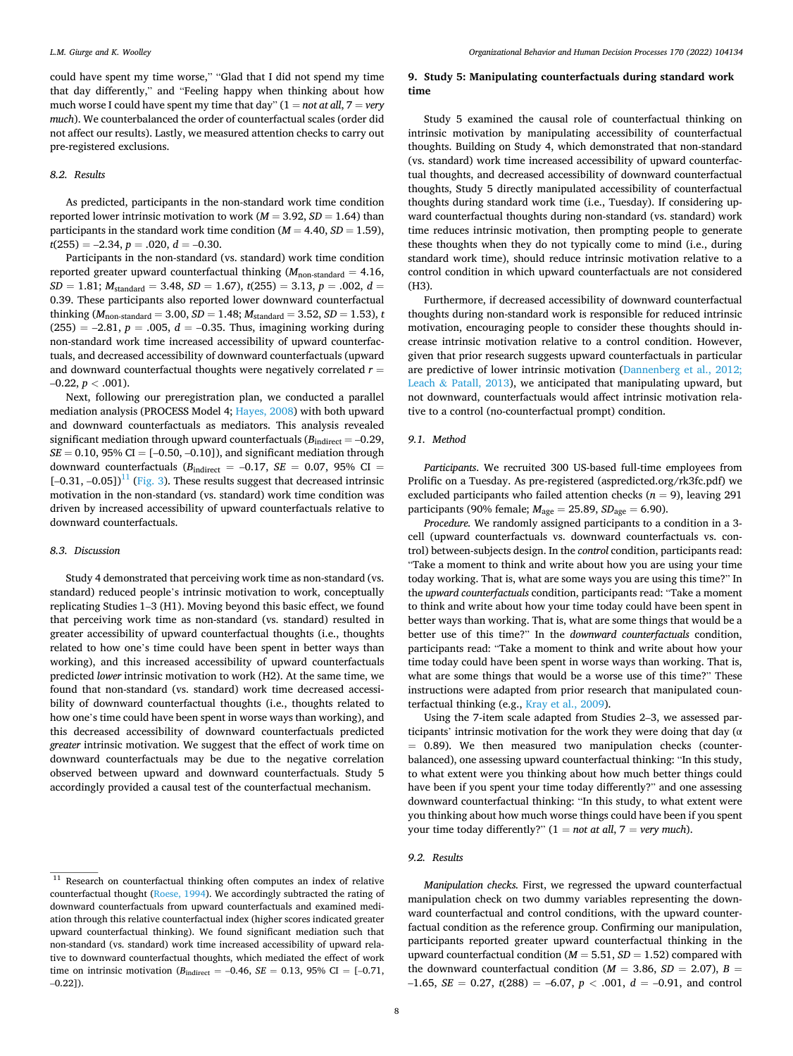could have spent my time worse," "Glad that I did not spend my time that day differently," and "Feeling happy when thinking about how much worse I could have spent my time that day" (1 = *not at all*, 7 = *very much*). We counterbalanced the order of counterfactual scales (order did not affect our results). Lastly, we measured attention checks to carry out pre-registered exclusions.

### 8.2. Results

As predicted, participants in the non-standard work time condition reported lower intrinsic motivation to work ($M = 3.92$, $SD = 1.64$) than participants in the standard work time condition ($M = 4.40$, $SD = 1.59$), $t(255) = -2.34$, $p = .020$, $d = -0.30$.

Participants in the non-standard (vs. standard) work time condition reported greater upward counterfactual thinking ($M_{\text{non-standard}} = 4.16$, $SD = 1.81$; $M_{\text{standard}} = 3.48$, $SD = 1.67$), $t(255) = 3.13$, $p = .002$, $d = 0.39$. These participants also reported lower downward counterfactual thinking ($M_{\text{non-standard}} = 3.00$, $SD = 1.48$; $M_{\text{standard}} = 3.52$, $SD = 1.53$), $t(255) = -2.81$, $p = .005$, $d = -0.35$. Thus, imagining working during non-standard work time increased accessibility of upward counterfactuals, and decreased accessibility of downward counterfactuals (upward and downward counterfactual thoughts were negatively correlated $r = -0.22$, $p < .001$).

Next, following our preregistration plan, we conducted a parallel mediation analysis (PROCESS Model 4; Hayes, 2008) with both upward and downward counterfactuals as mediators. This analysis revealed significant mediation through upward counterfactuals ($B_{\text{indirect}} = -0.29$, $SE = 0.10$, 95% CI = [-0.50, -0.10]), and significant mediation through downward counterfactuals ($B_{\text{indirect}} = -0.17$, $SE = 0.07$, 95% CI = [-0.31, -0.05])[11] (Fig. 3). These results suggest that decreased intrinsic motivation in the non-standard (vs. standard) work time condition was driven by increased accessibility of upward counterfactuals relative to downward counterfactuals.

### 8.3. Discussion

Study 4 demonstrated that perceiving work time as non-standard (vs. standard) reduced people's intrinsic motivation to work, conceptually replicating Studies 1–3 (H1). Moving beyond this basic effect, we found that perceiving work time as non-standard (vs. standard) resulted in greater accessibility of upward counterfactual thoughts (i.e., thoughts related to how one's time could have been spent in better ways than working), and this increased accessibility of upward counterfactuals predicted *lower* intrinsic motivation to work (H2). At the same time, we found that non-standard (vs. standard) work time decreased accessibility of downward counterfactual thoughts (i.e., thoughts related to how one's time could have been spent in worse ways than working), and this decreased accessibility of downward counterfactuals predicted *greater* intrinsic motivation. We suggest that the effect of work time on downward counterfactuals may be due to the negative correlation observed between upward and downward counterfactuals. Study 5 accordingly provided a causal test of the counterfactual mechanism.

[11] Research on counterfactual thinking often computes an index of relative counterfactual thought (Roese, 1994). We accordingly subtracted the rating of downward counterfactuals from upward counterfactuals and examined mediation through this relative counterfactual index (higher scores indicated greater upward counterfactual thinking). We found significant mediation such that non-standard (vs. standard) work time increased accessibility of upward relative to downward counterfactual thoughts, which mediated the effect of work time on intrinsic motivation ($B_{\text{indirect}} = -0.46$, $SE = 0.13$, 95% CI = [-0.71, -0.22]).

## 9. Study 5: Manipulating counterfactuals during standard work time

Study 5 examined the causal role of counterfactual thinking on intrinsic motivation by manipulating accessibility of counterfactual thoughts. Building on Study 4, which demonstrated that non-standard (vs. standard) work time increased accessibility of upward counterfactual thoughts, and decreased accessibility of downward counterfactual thoughts, Study 5 directly manipulated accessibility of counterfactual thoughts during standard work time (i.e., Tuesday). If considering upward counterfactual thoughts during non-standard (vs. standard) work time reduces intrinsic motivation, then prompting people to generate these thoughts when they do not typically come to mind (i.e., during standard work time), should reduce intrinsic motivation relative to a control condition in which upward counterfactuals are not considered (H3).

Furthermore, if decreased accessibility of downward counterfactual thoughts during non-standard work is responsible for reduced intrinsic motivation, encouraging people to consider these thoughts should increase intrinsic motivation relative to a control condition. However, given that prior research suggests upward counterfactuals in particular are predictive of lower intrinsic motivation (Dannenberg et al., 2012; Leach & Patall, 2013), we anticipated that manipulating upward, but not downward, counterfactuals would affect intrinsic motivation relative to a control (no-counterfactual prompt) condition.

### 9.1. Method

*Participants.* We recruited 300 US-based full-time employees from Prolific on a Tuesday. As pre-registered (aspredicted.org/rk3fc.pdf) we excluded participants who failed attention checks ($n = 9$), leaving 291 participants (90% female; $M_{\text{age}} = 25.89$, $SD_{\text{age}} = 6.90$).

*Procedure.* We randomly assigned participants to a condition in a 3-cell (upward counterfactuals vs. downward counterfactuals vs. control) between-subjects design. In the *control* condition, participants read: "Take a moment to think and write about how you are using your time today working. That is, what are some ways you are using this time?" In the *upward counterfactuals* condition, participants read: "Take a moment to think and write about how your time today could have been spent in better ways than working. That is, what are some things that would be a better use of this time?" In the *downward counterfactuals* condition, participants read: "Take a moment to think and write about how your time today could have been spent in worse ways than working. That is, what are some things that would be a worse use of this time?" These instructions were adapted from prior research that manipulated counterfactual thinking (e.g., Kray et al., 2009).

Using the 7-item scale adapted from Studies 2–3, we assessed participants' intrinsic motivation for the work they were doing that day ($\alpha = 0.89$). We then measured two manipulation checks (counterbalanced), one assessing upward counterfactual thinking: "In this study, to what extent were you thinking about how much better things could have been if you spent your time today differently?" and one assessing downward counterfactual thinking: "In this study, to what extent were you thinking about how much worse things could have been if you spent your time today differently?" (1 = *not at all*, 7 = *very much*).

### 9.2. Results

*Manipulation checks.* First, we regressed the upward counterfactual manipulation check on two dummy variables representing the downward counterfactual and control conditions, with the upward counterfactual condition as the reference group. Confirming our manipulation, participants reported greater upward counterfactual thinking in the upward counterfactual condition ($M = 5.51$, $SD = 1.52$) compared with the downward counterfactual condition ($M = 3.86$, $SD = 2.07$), $B = -1.65$, $SE = 0.27$, $t(288) = -6.07$, $p < .001$, $d = -0.91$, and control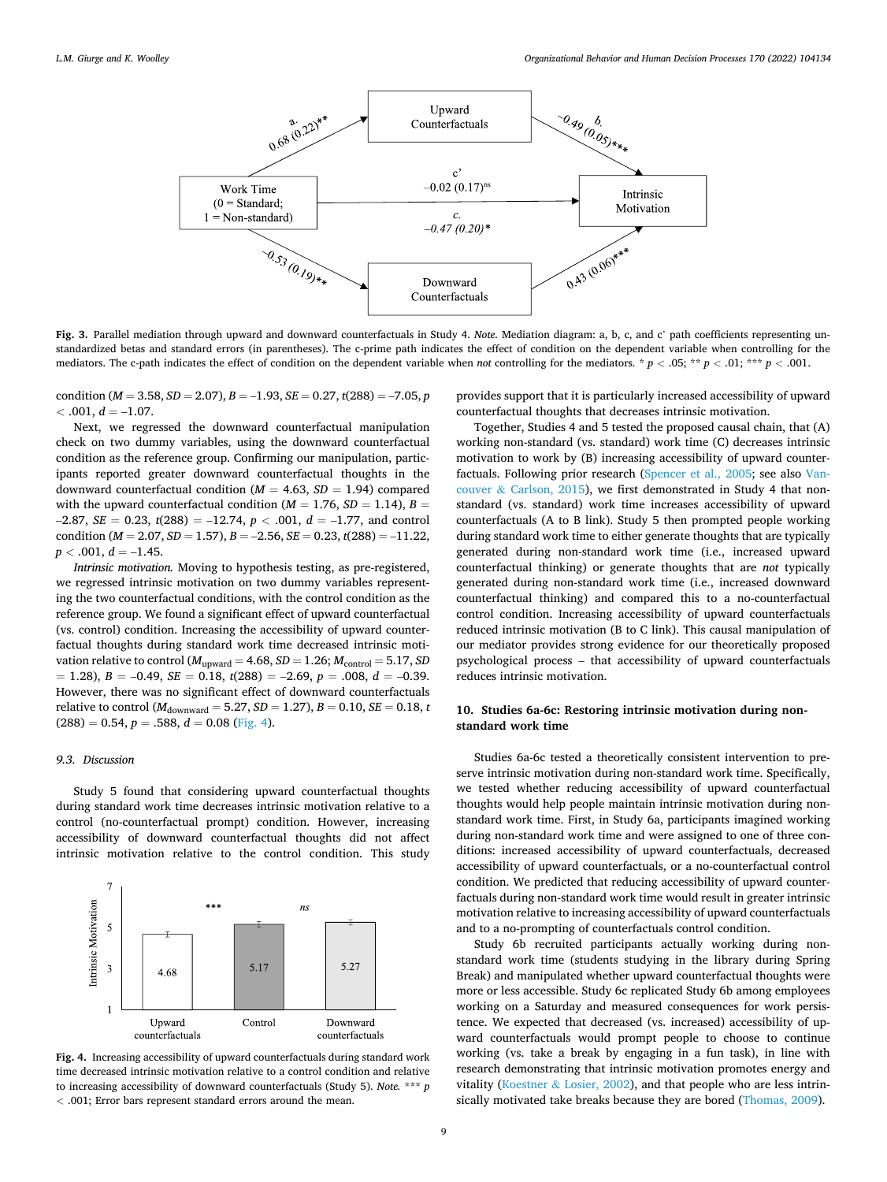**Fig. 3.** Parallel mediation through upward and downward counterfactuals in Study 4. *Note.* Mediation diagram: a, b, c, and c' path coefficients representing unstandardized betas and standard errors (in parentheses). The c-prime path indicates the effect of condition on the dependent variable when controlling for the mediators. The c-path indicates the effect of condition on the dependent variable when *not* controlling for the mediators. * $p < .05$; ** $p < .01$; *** $p < .001$.

condition ($M = 3.58$, $SD = 2.07$), $B = –1.93$, $SE = 0.27$, $t(288) = –7.05$, $p < .001$, $d = –1.07$.

Next, we regressed the downward counterfactual manipulation check on two dummy variables, using the downward counterfactual condition as the reference group. Confirming our manipulation, participants reported greater downward counterfactual thoughts in the downward counterfactual condition ($M = 4.63$, $SD = 1.94$) compared with the upward counterfactual condition ($M = 1.76$, $SD = 1.14$), $B = –2.87$, $SE = 0.23$, $t(288) = –12.74$, $p < .001$, $d = –1.77$, and control condition ($M = 2.07$, $SD = 1.57$), $B = –2.56$, $SE = 0.23$, $t(288) = –11.22$, $p < .001$, $d = –1.45$.

*Intrinsic motivation.* Moving to hypothesis testing, as pre-registered, we regressed intrinsic motivation on two dummy variables representing the two counterfactual conditions, with the control condition as the reference group. We found a significant effect of upward counterfactual (vs. control) condition. Increasing the accessibility of upward counterfactual thoughts during standard work time decreased intrinsic motivation relative to control ($M_{upward} = 4.68$, $SD = 1.26$; $M_{control} = 5.17$, $SD = 1.28$), $B = –0.49$, $SE = 0.18$, $t(288) = –2.69$, $p = .008$, $d = –0.39$. However, there was no significant effect of downward counterfactuals relative to control ($M_{downward} = 5.27$, $SD = 1.27$), $B = 0.10$, $SE = 0.18$, $t(288) = 0.54$, $p = .588$, $d = 0.08$ (Fig. 4).

### 9.3. Discussion

Study 5 found that considering upward counterfactual thoughts during standard work time decreases intrinsic motivation relative to a control (no-counterfactual prompt) condition. However, increasing accessibility of downward counterfactual thoughts did not affect intrinsic motivation relative to the control condition. This study provides support that it is particularly increased accessibility of upward counterfactual thoughts that decreases intrinsic motivation.

**Fig. 4.** Increasing accessibility of upward counterfactuals during standard work time decreased intrinsic motivation relative to a control condition and relative to increasing accessibility of downward counterfactuals (Study 5). *Note.* *** $p < .001$; Error bars represent standard errors around the mean.

Together, Studies 4 and 5 tested the proposed causal chain, that (A) working non-standard (vs. standard) work time (C) decreases intrinsic motivation to work by (B) increasing accessibility of upward counterfactuals. Following prior research (Spencer et al., 2005; see also Vancouver & Carlson, 2015), we first demonstrated in Study 4 that non-standard (vs. standard) work time increases accessibility of upward counterfactuals (A to B link). Study 5 then prompted people working during standard work time to either generate thoughts that are typically generated during non-standard work time (i.e., increased upward counterfactual thinking) or generate thoughts that are *not* typically generated during non-standard work time (i.e., increased downward counterfactual thinking) and compared this to a no-counterfactual control condition. Increasing accessibility of upward counterfactuals reduced intrinsic motivation (B to C link). This causal manipulation of our mediator provides strong evidence for our theoretically proposed psychological process – that accessibility of upward counterfactuals reduces intrinsic motivation.

## 10. Studies 6a-6c: Restoring intrinsic motivation during non-standard work time

Studies 6a-6c tested a theoretically consistent intervention to preserve intrinsic motivation during non-standard work time. Specifically, we tested whether reducing accessibility of upward counterfactual thoughts would help people maintain intrinsic motivation during non-standard work time. First, in Study 6a, participants imagined working during non-standard work time and were assigned to one of three conditions: increased accessibility of upward counterfactuals, decreased accessibility of upward counterfactuals, or a no-counterfactual control condition. We predicted that reducing accessibility of upward counterfactuals during non-standard work time would result in greater intrinsic motivation relative to increasing accessibility of upward counterfactuals and to a no-prompting of counterfactuals control condition.

Study 6b recruited participants actually working during non-standard work time (students studying in the library during Spring Break) and manipulated whether upward counterfactual thoughts were more or less accessible. Study 6c replicated Study 6b among employees working on a Saturday and measured consequences for work persistence. We expected that decreased (vs. increased) accessibility of upward counterfactuals would prompt people to choose to continue working (vs. take a break by engaging in a fun task), in line with research demonstrating that intrinsic motivation promotes energy and vitality (Koestner & Losier, 2002), and that people who are less intrinsically motivated take breaks because they are bored (Thomas, 2009).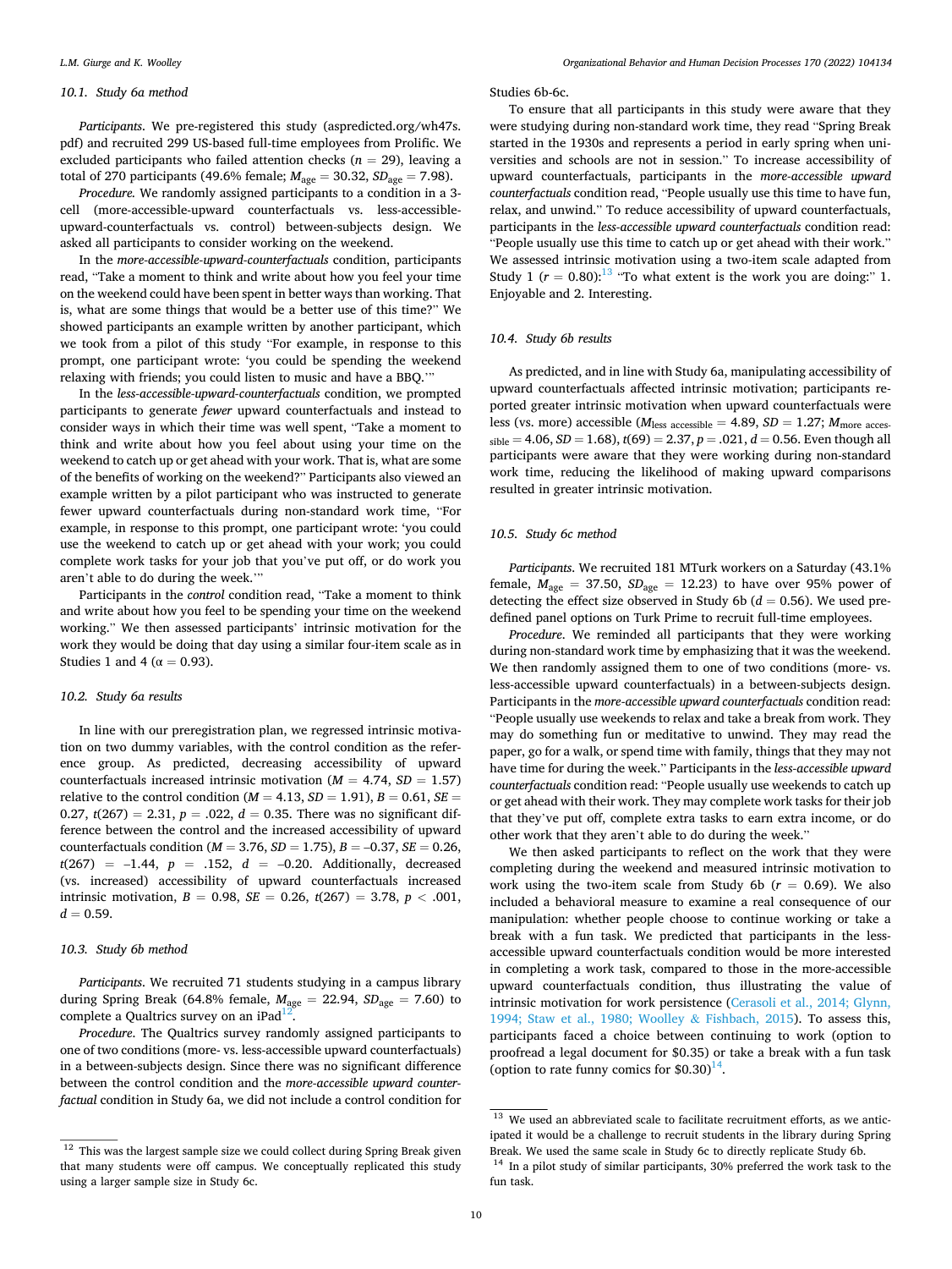### 10.1. Study 6a method

*Participants*. We pre-registered this study (aspredicted.org/wh47s.pdf) and recruited 299 US-based full-time employees from Prolific. We excluded participants who failed attention checks ($n = 29$), leaving a total of 270 participants (49.6% female; $M_{\text{age}} = 30.32$, $SD_{\text{age}} = 7.98$).

*Procedure*. We randomly assigned participants to a condition in a 3-cell (more-accessible-upward counterfactuals vs. less-accessible-upward-counterfactuals vs. control) between-subjects design. We asked all participants to consider working on the weekend.

In the *more-accessible-upward-counterfactuals* condition, participants read, "Take a moment to think and write about how you feel your time on the weekend could have been spent in better ways than working. That is, what are some things that would be a better use of this time?" We showed participants an example written by another participant, which we took from a pilot of this study "For example, in response to this prompt, one participant wrote: 'you could be spending the weekend relaxing with friends; you could listen to music and have a BBQ.'"

In the *less-accessible-upward-counterfactuals* condition, we prompted participants to generate *fewer* upward counterfactuals and instead to consider ways in which their time was well spent, "Take a moment to think and write about how you feel about using your time on the weekend to catch up or get ahead with your work. That is, what are some of the benefits of working on the weekend?" Participants also viewed an example written by a pilot participant who was instructed to generate fewer upward counterfactuals during non-standard work time, "For example, in response to this prompt, one participant wrote: 'you could use the weekend to catch up or get ahead with your work; you could complete work tasks for your job that you've put off, or do work you aren't able to do during the week.'"

Participants in the *control* condition read, "Take a moment to think and write about how you feel to be spending your time on the weekend working." We then assessed participants' intrinsic motivation for the work they would be doing that day using a similar four-item scale as in Studies 1 and 4 ($\alpha = 0.93$).

### 10.2. Study 6a results

In line with our preregistration plan, we regressed intrinsic motivation on two dummy variables, with the control condition as the reference group. As predicted, decreasing accessibility of upward counterfactuals increased intrinsic motivation ($M = 4.74$, $SD = 1.57$) relative to the control condition ($M = 4.13$, $SD = 1.91$), $B = 0.61$, $SE = 0.27$, $t(267) = 2.31$, $p = .022$, $d = 0.35$. There was no significant difference between the control and the increased accessibility of upward counterfactuals condition ($M = 3.76$, $SD = 1.75$), $B = -0.37$, $SE = 0.26$, $t(267) = -1.44$, $p = .152$, $d = -0.20$. Additionally, decreased (vs. increased) accessibility of upward counterfactuals increased intrinsic motivation, $B = 0.98$, $SE = 0.26$, $t(267) = 3.78$, $p < .001$, $d = 0.59$.

### 10.3. Study 6b method

*Participants*. We recruited 71 students studying in a campus library during Spring Break (64.8% female, $M_{\text{age}} = 22.94$, $SD_{\text{age}} = 7.60$) to complete a Qualtrics survey on an iPad[12].

*Procedure*. The Qualtrics survey randomly assigned participants to one of two conditions (more- vs. less-accessible upward counterfactuals) in a between-subjects design. Since there was no significant difference between the control condition and the *more-accessible upward counterfactual* condition in Study 6a, we did not include a control condition for Studies 6b-6c.

To ensure that all participants in this study were aware that they were studying during non-standard work time, they read "Spring Break started in the 1930s and represents a period in early spring when universities and schools are not in session." To increase accessibility of upward counterfactuals, participants in the *more-accessible upward counterfactuals* condition read, "People usually use this time to have fun, relax, and unwind." To reduce accessibility of upward counterfactuals, participants in the *less-accessible upward counterfactuals* condition read: "People usually use this time to catch up or get ahead with their work." We assessed intrinsic motivation using a two-item scale adapted from Study 1 ($r = 0.80$):[13] "To what extent is the work you are doing:" 1. Enjoyable and 2. Interesting.

### 10.4. Study 6b results

As predicted, and in line with Study 6a, manipulating accessibility of upward counterfactuals affected intrinsic motivation; participants reported greater intrinsic motivation when upward counterfactuals were less (vs. more) accessible ($M_{\text{less accessible}} = 4.89$, $SD = 1.27$; $M_{\text{more accessible}} = 4.06$, $SD = 1.68$), $t(69) = 2.37$, $p = .021$, $d = 0.56$. Even though all participants were aware that they were working during non-standard work time, reducing the likelihood of making upward comparisons resulted in greater intrinsic motivation.

### 10.5. Study 6c method

*Participants*. We recruited 181 MTurk workers on a Saturday (43.1% female, $M_{\text{age}} = 37.50$, $SD_{\text{age}} = 12.23$) to have over 95% power of detecting the effect size observed in Study 6b ($d = 0.56$). We used predefined panel options on Turk Prime to recruit full-time employees.

*Procedure*. We reminded all participants that they were working during non-standard work time by emphasizing that it was the weekend. We then randomly assigned them to one of two conditions (more- vs. less-accessible upward counterfactuals) in a between-subjects design. Participants in the *more-accessible upward counterfactuals* condition read: "People usually use weekends to relax and take a break from work. They may do something fun or meditative to unwind. They may read the paper, go for a walk, or spend time with family, things that they may not have time for during the week." Participants in the *less-accessible upward counterfactuals* condition read: "People usually use weekends to catch up or get ahead with their work. They may complete work tasks for their job that they've put off, complete extra tasks to earn extra income, or do other work that they aren't able to do during the week."

We then asked participants to reflect on the work that they were completing during the weekend and measured intrinsic motivation to work using the two-item scale from Study 6b ($r = 0.69$). We also included a behavioral measure to examine a real consequence of our manipulation: whether people choose to continue working or take a break with a fun task. We predicted that participants in the less-accessible upward counterfactuals condition would be more interested in completing a work task, compared to those in the more-accessible upward counterfactuals condition, thus illustrating the value of intrinsic motivation for work persistence (Cerasoli et al., 2014; Glynn, 1994; Staw et al., 1980; Woolley & Fishbach, 2015). To assess this, participants faced a choice between continuing to work (option to proofread a legal document for \$0.35) or take a break with a fun task (option to rate funny comics for \$0.30)[14].

---

[12] This was the largest sample size we could collect during Spring Break given that many students were off campus. We conceptually replicated this study using a larger sample size in Study 6c.

[13] We used an abbreviated scale to facilitate recruitment efforts, as we anticipated it would be a challenge to recruit students in the library during Spring Break. We used the same scale in Study 6c to directly replicate Study 6b.

[14] In a pilot study of similar participants, 30% preferred the work task to the fun task.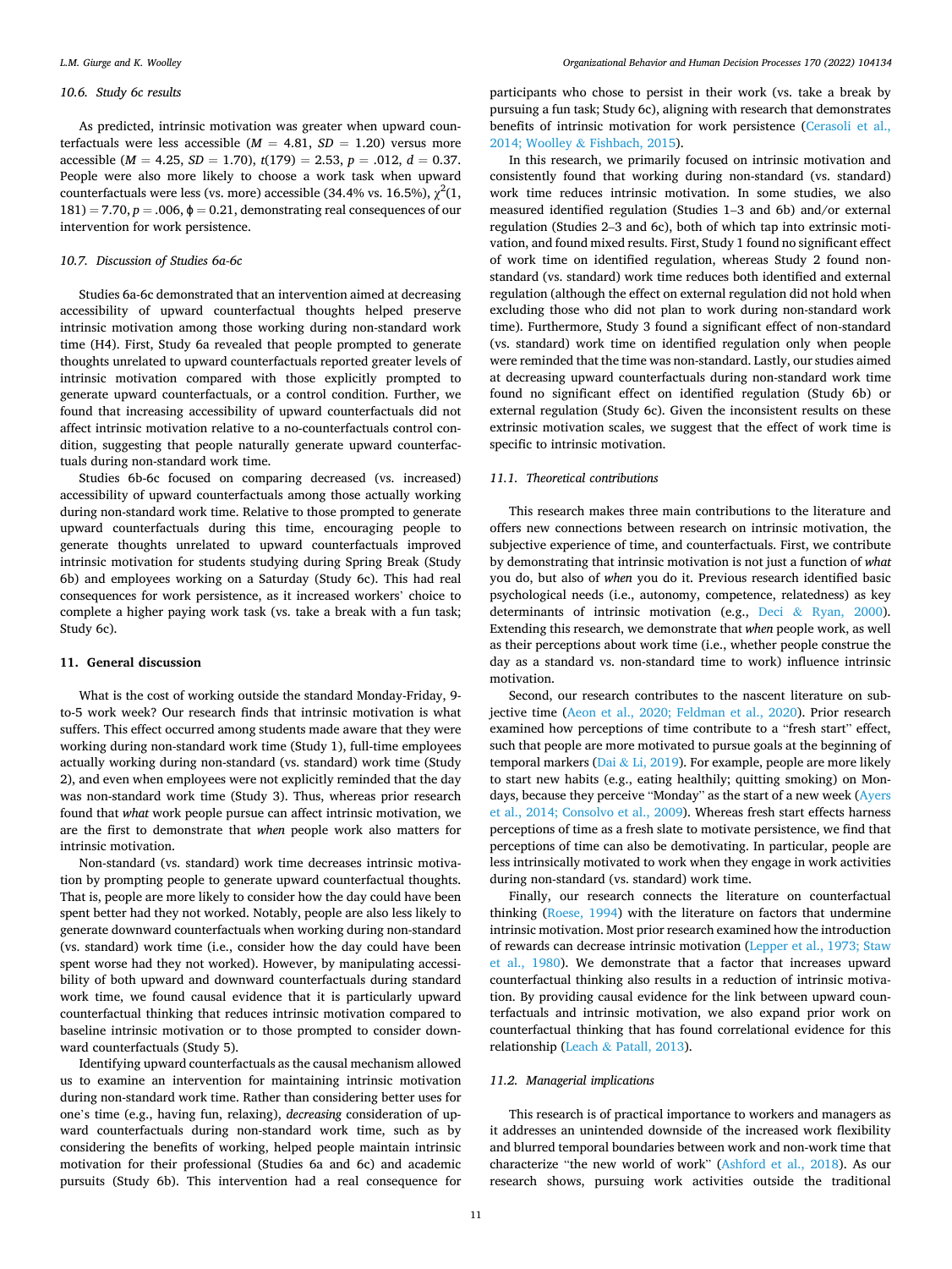### 10.6. Study 6c results

As predicted, intrinsic motivation was greater when upward counterfactuals were less accessible ($M$ = 4.81, $SD$ = 1.20) versus more accessible ($M$ = 4.25, $SD$ = 1.70), $t(179)$ = 2.53, $p$ = .012, $d$ = 0.37. People were also more likely to choose a work task when upward counterfactuals were less (vs. more) accessible (34.4% vs. 16.5%), $\chi^2(1, 181)$ = 7.70, $p$ = .006, $\phi$ = 0.21, demonstrating real consequences of our intervention for work persistence.

### 10.7. Discussion of Studies 6a-6c

Studies 6a-6c demonstrated that an intervention aimed at decreasing accessibility of upward counterfactual thoughts helped preserve intrinsic motivation among those working during non-standard work time (H4). First, Study 6a revealed that people prompted to generate thoughts unrelated to upward counterfactuals reported greater levels of intrinsic motivation compared with those explicitly prompted to generate upward counterfactuals, or a control condition. Further, we found that increasing accessibility of upward counterfactuals did not affect intrinsic motivation relative to a no-counterfactuals control condition, suggesting that people naturally generate upward counterfactuals during non-standard work time.

Studies 6b-6c focused on comparing decreased (vs. increased) accessibility of upward counterfactuals among those actually working during non-standard work time. Relative to those prompted to generate upward counterfactuals during this time, encouraging people to generate thoughts unrelated to upward counterfactuals improved intrinsic motivation for students studying during Spring Break (Study 6b) and employees working on a Saturday (Study 6c). This had real consequences for work persistence, as it increased workers' choice to complete a higher paying work task (vs. take a break with a fun task; Study 6c).

## 11. General discussion

What is the cost of working outside the standard Monday-Friday, 9-to-5 work week? Our research finds that intrinsic motivation is what suffers. This effect occurred among students made aware that they were working during non-standard work time (Study 1), full-time employees actually working during non-standard (vs. standard) work time (Study 2), and even when employees were not explicitly reminded that the day was non-standard work time (Study 3). Thus, whereas prior research found that *what* work people pursue can affect intrinsic motivation, we are the first to demonstrate that *when* people work also matters for intrinsic motivation.

Non-standard (vs. standard) work time decreases intrinsic motivation by prompting people to generate upward counterfactual thoughts. That is, people are more likely to consider how the day could have been spent better had they not worked. Notably, people are also less likely to generate downward counterfactuals when working during non-standard (vs. standard) work time (i.e., consider how the day could have been spent worse had they not worked). However, by manipulating accessibility of both upward and downward counterfactuals during standard work time, we found causal evidence that it is particularly upward counterfactual thinking that reduces intrinsic motivation compared to baseline intrinsic motivation or to those prompted to consider downward counterfactuals (Study 5).

Identifying upward counterfactuals as the causal mechanism allowed us to examine an intervention for maintaining intrinsic motivation during non-standard work time. Rather than considering better uses for one's time (e.g., having fun, relaxing), *decreasing* consideration of upward counterfactuals during non-standard work time, such as by considering the benefits of working, helped people maintain intrinsic motivation for their professional (Studies 6a and 6c) and academic pursuits (Study 6b). This intervention had a real consequence for participants who chose to persist in their work (vs. take a break by pursuing a fun task; Study 6c), aligning with research that demonstrates benefits of intrinsic motivation for work persistence (Cerasoli et al., 2014; Woolley & Fishbach, 2015).

In this research, we primarily focused on intrinsic motivation and consistently found that working during non-standard (vs. standard) work time reduces intrinsic motivation. In some studies, we also measured identified regulation (Studies 1–3 and 6b) and/or external regulation (Studies 2–3 and 6c), both of which tap into extrinsic motivation, and found mixed results. First, Study 1 found no significant effect of work time on identified regulation, whereas Study 2 found non-standard (vs. standard) work time reduces both identified and external regulation (although the effect on external regulation did not hold when excluding those who did not plan to work during non-standard work time). Furthermore, Study 3 found a significant effect of non-standard (vs. standard) work time on identified regulation only when people were reminded that the time was non-standard. Lastly, our studies aimed at decreasing upward counterfactuals during non-standard work time found no significant effect on identified regulation (Study 6b) or external regulation (Study 6c). Given the inconsistent results on these extrinsic motivation scales, we suggest that the effect of work time is specific to intrinsic motivation.

### 11.1. Theoretical contributions

This research makes three main contributions to the literature and offers new connections between research on intrinsic motivation, the subjective experience of time, and counterfactuals. First, we contribute by demonstrating that intrinsic motivation is not just a function of *what* you do, but also of *when* you do it. Previous research identified basic psychological needs (i.e., autonomy, competence, relatedness) as key determinants of intrinsic motivation (e.g., Deci & Ryan, 2000). Extending this research, we demonstrate that *when* people work, as well as their perceptions about work time (i.e., whether people construe the day as a standard vs. non-standard time to work) influence intrinsic motivation.

Second, our research contributes to the nascent literature on subjective time (Aeon et al., 2020; Feldman et al., 2020). Prior research examined how perceptions of time contribute to a "fresh start" effect, such that people are more motivated to pursue goals at the beginning of temporal markers (Dai & Li, 2019). For example, people are more likely to start new habits (e.g., eating healthily; quitting smoking) on Mondays, because they perceive "Monday" as the start of a new week (Ayers et al., 2014; Consolvo et al., 2009). Whereas fresh start effects harness perceptions of time as a fresh slate to motivate persistence, we find that perceptions of time can also be demotivating. In particular, people are less intrinsically motivated to work when they engage in work activities during non-standard (vs. standard) work time.

Finally, our research connects the literature on counterfactual thinking (Roese, 1994) with the literature on factors that undermine intrinsic motivation. Most prior research examined how the introduction of rewards can decrease intrinsic motivation (Lepper et al., 1973; Staw et al., 1980). We demonstrate that a factor that increases upward counterfactual thinking also results in a reduction of intrinsic motivation. By providing causal evidence for the link between upward counterfactuals and intrinsic motivation, we also expand prior work on counterfactual thinking that has found correlational evidence for this relationship (Leach & Patall, 2013).

### 11.2. Managerial implications

This research is of practical importance to workers and managers as it addresses an unintended downside of the increased work flexibility and blurred temporal boundaries between work and non-work time that characterize "the new world of work" (Ashford et al., 2018). As our research shows, pursuing work activities outside the traditional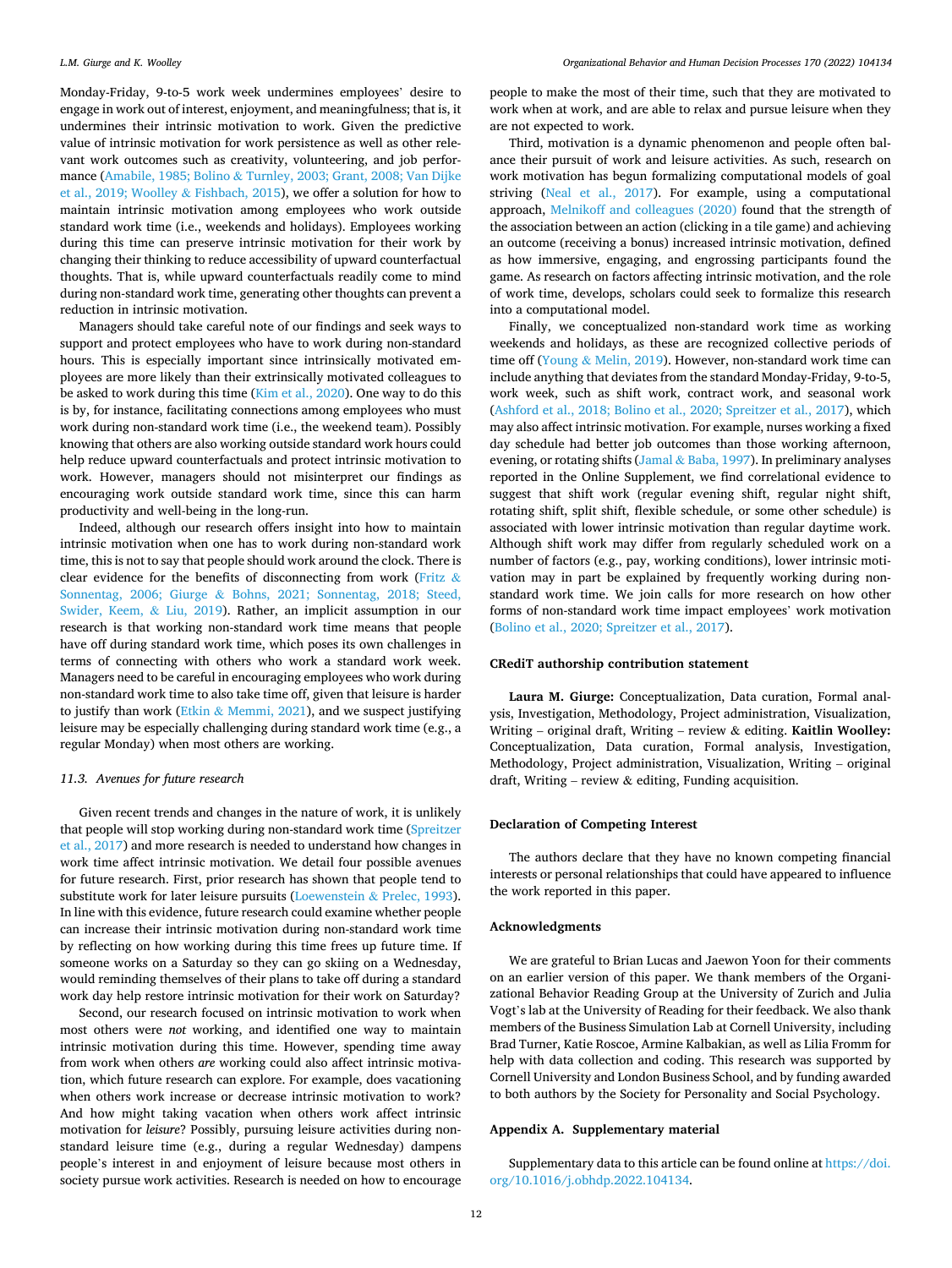Monday-Friday, 9-to-5 work week undermines employees' desire to engage in work out of interest, enjoyment, and meaningfulness; that is, it undermines their intrinsic motivation to work. Given the predictive value of intrinsic motivation for work persistence as well as other relevant work outcomes such as creativity, volunteering, and job performance (Amabile, 1985; Bolino & Turnley, 2003; Grant, 2008; Van Dijke et al., 2019; Woolley & Fishbach, 2015), we offer a solution for how to maintain intrinsic motivation among employees who work outside standard work time (i.e., weekends and holidays). Employees working during this time can preserve intrinsic motivation for their work by changing their thinking to reduce accessibility of upward counterfactual thoughts. That is, while upward counterfactuals readily come to mind during non-standard work time, generating other thoughts can prevent a reduction in intrinsic motivation.

Managers should take careful note of our findings and seek ways to support and protect employees who have to work during non-standard hours. This is especially important since intrinsically motivated employees are more likely than their extrinsically motivated colleagues to be asked to work during this time (Kim et al., 2020). One way to do this is by, for instance, facilitating connections among employees who must work during non-standard work time (i.e., the weekend team). Possibly knowing that others are also working outside standard work hours could help reduce upward counterfactuals and protect intrinsic motivation to work. However, managers should not misinterpret our findings as encouraging work outside standard work time, since this can harm productivity and well-being in the long-run.

Indeed, although our research offers insight into how to maintain intrinsic motivation when one has to work during non-standard work time, this is not to say that people should work around the clock. There is clear evidence for the benefits of disconnecting from work (Fritz & Sonnentag, 2006; Giurge & Bohns, 2021; Sonnentag, 2018; Steed, Swider, Keem, & Liu, 2019). Rather, an implicit assumption in our research is that working non-standard work time means that people have off during standard work time, which poses its own challenges in terms of connecting with others who work a standard work week. Managers need to be careful in encouraging employees who work during non-standard work time to also take time off, given that leisure is harder to justify than work (Etkin & Memmi, 2021), and we suspect justifying leisure may be especially challenging during standard work time (e.g., a regular Monday) when most others are working.

### 11.3. Avenues for future research

Given recent trends and changes in the nature of work, it is unlikely that people will stop working during non-standard work time (Spreitzer et al., 2017) and more research is needed to understand how changes in work time affect intrinsic motivation. We detail four possible avenues for future research. First, prior research has shown that people tend to substitute work for later leisure pursuits (Loewenstein & Prelec, 1993). In line with this evidence, future research could examine whether people can increase their intrinsic motivation during non-standard work time by reflecting on how working during this time frees up future time. If someone works on a Saturday so they can go skiing on a Wednesday, would reminding themselves of their plans to take off during a standard work day help restore intrinsic motivation for their work on Saturday?

Second, our research focused on intrinsic motivation to work when most others were *not* working, and identified one way to maintain intrinsic motivation during this time. However, spending time away from work when others *are* working could also affect intrinsic motivation, which future research can explore. For example, does vacationing when others work increase or decrease intrinsic motivation to work? And how might taking vacation when others work affect intrinsic motivation for *leisure*? Possibly, pursuing leisure activities during non-standard leisure time (e.g., during a regular Wednesday) dampens people's interest in and enjoyment of leisure because most others in society pursue work activities. Research is needed on how to encourage people to make the most of their time, such that they are motivated to work when at work, and are able to relax and pursue leisure when they are not expected to work.

Third, motivation is a dynamic phenomenon and people often balance their pursuit of work and leisure activities. As such, research on work motivation has begun formalizing computational models of goal striving (Neal et al., 2017). For example, using a computational approach, Melnikoff and colleagues (2020) found that the strength of the association between an action (clicking in a tile game) and achieving an outcome (receiving a bonus) increased intrinsic motivation, defined as how immersive, engaging, and engrossing participants found the game. As research on factors affecting intrinsic motivation, and the role of work time, develops, scholars could seek to formalize this research into a computational model.

Finally, we conceptualized non-standard work time as working weekends and holidays, as these are recognized collective periods of time off (Young & Melin, 2019). However, non-standard work time can include anything that deviates from the standard Monday-Friday, 9-to-5, work week, such as shift work, contract work, and seasonal work (Ashford et al., 2018; Bolino et al., 2020; Spreitzer et al., 2017), which may also affect intrinsic motivation. For example, nurses working a fixed day schedule had better job outcomes than those working afternoon, evening, or rotating shifts (Jamal & Baba, 1997). In preliminary analyses reported in the Online Supplement, we find correlational evidence to suggest that shift work (regular evening shift, regular night shift, rotating shift, split shift, flexible schedule, or some other schedule) is associated with lower intrinsic motivation than regular daytime work. Although shift work may differ from regularly scheduled work on a number of factors (e.g., pay, working conditions), lower intrinsic motivation may in part be explained by frequently working during non-standard work time. We join calls for more research on how other forms of non-standard work time impact employees' work motivation (Bolino et al., 2020; Spreitzer et al., 2017).

## CRediT authorship contribution statement

**Laura M. Giurge:** Conceptualization, Data curation, Formal analysis, Investigation, Methodology, Project administration, Visualization, Writing – original draft, Writing – review & editing. **Kaitlin Woolley:** Conceptualization, Data curation, Formal analysis, Investigation, Methodology, Project administration, Visualization, Writing – original draft, Writing – review & editing, Funding acquisition.

## Declaration of Competing Interest

The authors declare that they have no known competing financial interests or personal relationships that could have appeared to influence the work reported in this paper.

## Acknowledgments

We are grateful to Brian Lucas and Jaewon Yoon for their comments on an earlier version of this paper. We thank members of the Organizational Behavior Reading Group at the University of Zurich and Julia Vogt's lab at the University of Reading for their feedback. We also thank members of the Business Simulation Lab at Cornell University, including Brad Turner, Katie Roscoe, Armine Kalbakian, as well as Lilia Fromm for help with data collection and coding. This research was supported by Cornell University and London Business School, and by funding awarded to both authors by the Society for Personality and Social Psychology.

## Appendix A. Supplementary material

Supplementary data to this article can be found online at https://doi.org/10.1016/j.obhdp.2022.104134.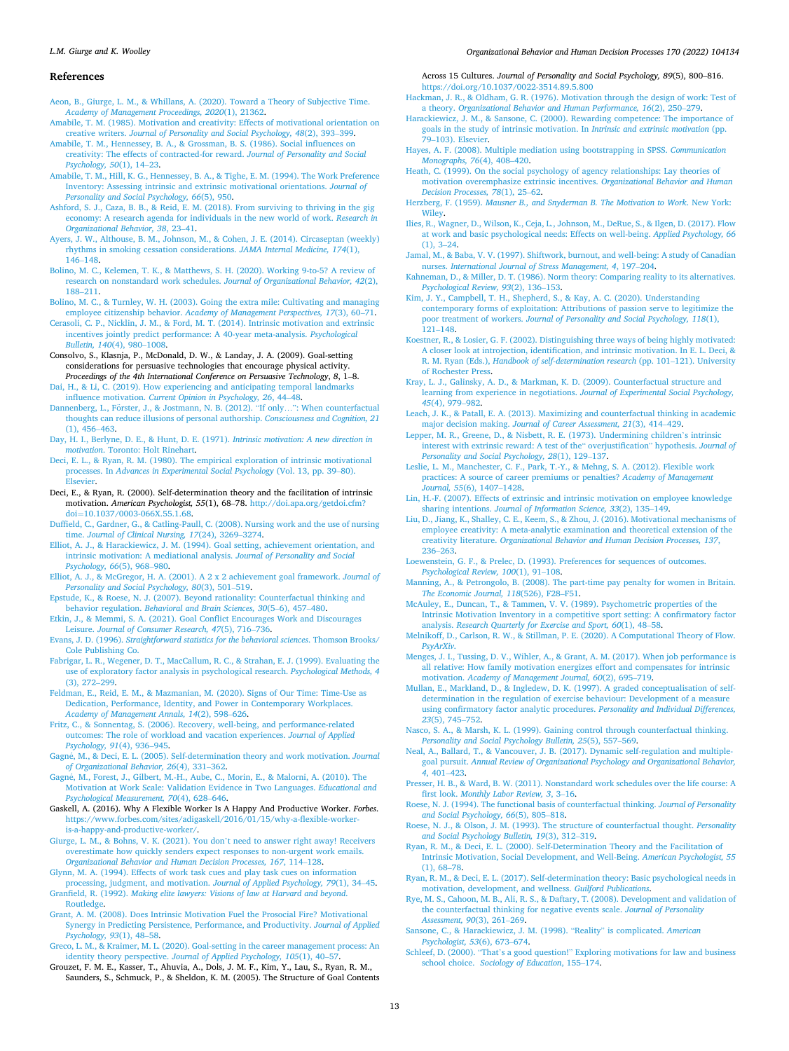## References

Aeon, B., Giurge, L. M., & Whillans, A. (2020). Toward a Theory of Subjective Time. *Academy of Management Proceedings, 2020*(1), 21362.

Amabile, T. M. (1985). Motivation and creativity: Effects of motivational orientation on creative writers. *Journal of Personality and Social Psychology, 48*(2), 393–399.

Amabile, T. M., Hennessey, B. A., & Grossman, B. S. (1986). Social influences on creativity: The effects of contracted-for reward. *Journal of Personality and Social Psychology, 50*(1), 14–23.

Amabile, T. M., Hill, K. G., Hennessey, B. A., & Tighe, E. M. (1994). The Work Preference Inventory: Assessing intrinsic and extrinsic motivational orientations. *Journal of Personality and Social Psychology, 66*(5), 950.

Ashford, S. J., Caza, B. B., & Reid, E. M. (2018). From surviving to thriving in the gig economy: A research agenda for individuals in the new world of work. *Research in Organizational Behavior, 38*, 23–41.

Ayers, J. W., Althouse, B. M., Johnson, M., & Cohen, J. E. (2014). Circaseptan (weekly) rhythms in smoking cessation considerations. *JAMA Internal Medicine, 174*(1), 146–148.

Bolino, M. C., Kelemen, T. K., & Matthews, S. H. (2020). Working 9-to-5? A review of research on nonstandard work schedules. *Journal of Organizational Behavior, 42*(2), 188–211.

Bolino, M. C., & Turnley, W. H. (2003). Going the extra mile: Cultivating and managing employee citizenship behavior. *Academy of Management Perspectives, 17*(3), 60–71.

Cerasoli, C. P., Nicklin, J. M., & Ford, M. T. (2014). Intrinsic motivation and extrinsic incentives jointly predict performance: A 40-year meta-analysis. *Psychological Bulletin, 140*(4), 980–1008.

Consolvo, S., Klasnja, P., McDonald, D. W., & Landay, J. A. (2009). Goal-setting considerations for persuasive technologies that encourage physical activity. *Proceedings of the 4th International Conference on Persuasive Technology*, *8*, 1–8.

Dai, H., & Li, C. (2019). How experiencing and anticipating temporal landmarks influence motivation. *Current Opinion in Psychology, 26*, 44–48.

Dannenberg, L., Förster, J., & Jostmann, N. B. (2012). "If only…": When counterfactual thoughts can reduce illusions of personal authorship. *Consciousness and Cognition, 21*(1), 456–463.

Day, H. I., Berlyne, D. E., & Hunt, D. E. (1971). *Intrinsic motivation: A new direction in motivation*. Toronto: Holt Rinehart.

Deci, E. L., & Ryan, R. M. (1980). The empirical exploration of intrinsic motivational processes. In *Advances in Experimental Social Psychology* (Vol. 13, pp. 39–80). Elsevier.

Deci, E., & Ryan, R. (2000). Self-determination theory and the facilitation of intrinsic motivation. *American Psychologist, 55*(1), 68–78. http://doi.apa.org/getdoi.cfm?doi=10.1037/0003-066X.55.1.68.

Duffield, C., Gardner, G., & Catling-Paull, C. (2008). Nursing work and the use of nursing time. *Journal of Clinical Nursing, 17*(24), 3269–3274.

Elliot, A. J., & Harackiewicz, J. M. (1994). Goal setting, achievement orientation, and intrinsic motivation: A mediational analysis. *Journal of Personality and Social Psychology, 66*(5), 968–980.

Elliot, A. J., & McGregor, H. A. (2001). A 2 x 2 achievement goal framework. *Journal of Personality and Social Psychology, 80*(3), 501–519.

Epstude, K., & Roese, N. J. (2007). Beyond rationality: Counterfactual thinking and behavior regulation. *Behavioral and Brain Sciences, 30*(5–6), 457–480.

Etkin, J., & Memmi, S. A. (2021). Goal Conflict Encourages Work and Discourages Leisure. *Journal of Consumer Research, 47*(5), 716–736.

Evans, J. D. (1996). *Straightforward statistics for the behavioral sciences*. Thomson Brooks/Cole Publishing Co.

Fabrigar, L. R., Wegener, D. T., MacCallum, R. C., & Strahan, E. J. (1999). Evaluating the use of exploratory factor analysis in psychological research. *Psychological Methods, 4*(3), 272–299.

Feldman, E., Reid, E. M., & Mazmanian, M. (2020). Signs of Our Time: Time-Use as Dedication, Performance, Identity, and Power in Contemporary Workplaces. *Academy of Management Annals, 14*(2), 598–626.

Fritz, C., & Sonnentag, S. (2006). Recovery, well-being, and performance-related outcomes: The role of workload and vacation experiences. *Journal of Applied Psychology, 91*(4), 936–945.

Gagné, M., & Deci, E. L. (2005). Self-determination theory and work motivation. *Journal of Organizational Behavior, 26*(4), 331–362.

Gagné, M., Forest, J., Gilbert, M.-H., Aube, C., Morin, E., & Malorni, A. (2010). The Motivation at Work Scale: Validation Evidence in Two Languages. *Educational and Psychological Measurement, 70*(4), 628–646.

Gaskell, A. (2016). Why A Flexible Worker Is A Happy And Productive Worker. *Forbes*. https://www.forbes.com/sites/adigaskell/2016/01/15/why-a-flexible-worker-is-a-happy-and-productive-worker/.

Giurge, L. M., & Bohns, V. K. (2021). You don't need to answer right away! Receivers overestimate how quickly senders expect responses to non-urgent work emails. *Organizational Behavior and Human Decision Processes, 167*, 114–128.

Glynn, M. A. (1994). Effects of work task cues and play task cues on information processing, judgment, and motivation. *Journal of Applied Psychology, 79*(1), 34–45.

Granfield, R. (1992). *Making elite lawyers: Visions of law at Harvard and beyond*. Routledge.

Grant, A. M. (2008). Does Intrinsic Motivation Fuel the Prosocial Fire? Motivational Synergy in Predicting Persistence, Performance, and Productivity. *Journal of Applied Psychology, 93*(1), 48–58.

Greco, L. M., & Kraimer, M. L. (2020). Goal-setting in the career management process: An identity theory perspective. *Journal of Applied Psychology, 105*(1), 40–57.

Grouzet, F. M. E., Kasser, T., Ahuvia, A., Dols, J. M. F., Kim, Y., Lau, S., Ryan, R. M., Saunders, S., Schmuck, P., & Sheldon, K. M. (2005). The Structure of Goal Contents Across 15 Cultures. *Journal of Personality and Social Psychology, 89*(5), 800–816. https://doi.org/10.1037/0022-3514.89.5.800

Hackman, J. R., & Oldham, G. R. (1976). Motivation through the design of work: Test of a theory. *Organizational Behavior and Human Performance, 16*(2), 250–279.

Harackiewicz, J. M., & Sansone, C. (2000). Rewarding competence: The importance of goals in the study of intrinsic motivation. In *Intrinsic and extrinsic motivation* (pp. 79–103). Elsevier.

Hayes, A. F. (2008). Multiple mediation using bootstrapping in SPSS. *Communication Monographs, 76*(4), 408–420.

Heath, C. (1999). On the social psychology of agency relationships: Lay theories of motivation overemphasize extrinsic incentives. *Organizational Behavior and Human Decision Processes, 78*(1), 25–62.

Herzberg, F. (1959). *Mausner B., and Snyderman B. The Motivation to Work*. New York: Wiley.

Ilies, R., Wagner, D., Wilson, K., Ceja, L., Johnson, M., DeRue, S., & Ilgen, D. (2017). Flow at work and basic psychological needs: Effects on well-being. *Applied Psychology, 66*(1), 3–24.

Jamal, M., & Baba, V. V. (1997). Shiftwork, burnout, and well-being: A study of Canadian nurses. *International Journal of Stress Management, 4*, 197–204.

Kahneman, D., & Miller, D. T. (1986). Norm theory: Comparing reality to its alternatives. *Psychological Review, 93*(2), 136–153.

Kim, J. Y., Campbell, T. H., Shepherd, S., & Kay, A. C. (2020). Understanding contemporary forms of exploitation: Attributions of passion serve to legitimize the poor treatment of workers. *Journal of Personality and Social Psychology, 118*(1), 121–148.

Koestner, R., & Losier, G. F. (2002). Distinguishing three ways of being highly motivated: A closer look at introjection, identification, and intrinsic motivation. In E. L. Deci, & R. M. Ryan (Eds.), *Handbook of self-determination research* (pp. 101–121). University of Rochester Press.

Kray, L. J., Galinsky, A. D., & Markman, K. D. (2009). Counterfactual structure and learning from experience in negotiations. *Journal of Experimental Social Psychology, 45*(4), 979–982.

Leach, J. K., & Patall, E. A. (2013). Maximizing and counterfactual thinking in academic major decision making. *Journal of Career Assessment, 21*(3), 414–429.

Lepper, M. R., Greene, D., & Nisbett, R. E. (1973). Undermining children's intrinsic interest with extrinsic reward: A test of the" overjustification" hypothesis. *Journal of Personality and Social Psychology, 28*(1), 129–137.

Leslie, L. M., Manchester, C. F., Park, T.-Y., & Mehng, S. A. (2012). Flexible work practices: A source of career premiums or penalties? *Academy of Management Journal, 55*(6), 1407–1428.

Lin, H.-F. (2007). Effects of extrinsic and intrinsic motivation on employee knowledge sharing intentions. *Journal of Information Science, 33*(2), 135–149.

Liu, D., Jiang, K., Shalley, C. E., Keem, S., & Zhou, J. (2016). Motivational mechanisms of employee creativity: A meta-analytic examination and theoretical extension of the creativity literature. *Organizational Behavior and Human Decision Processes, 137*, 236–263.

Loewenstein, G. F., & Prelec, D. (1993). Preferences for sequences of outcomes. *Psychological Review, 100*(1), 91–108.

Manning, A., & Petrongolo, B. (2008). The part-time pay penalty for women in Britain. *The Economic Journal, 118*(526), F28–F51.

McAuley, E., Duncan, T., & Tammen, V. V. (1989). Psychometric properties of the Intrinsic Motivation Inventory in a competitive sport setting: A confirmatory factor analysis. *Research Quarterly for Exercise and Sport, 60*(1), 48–58.

Melnikoff, D., Carlson, R. W., & Stillman, P. E. (2020). A Computational Theory of Flow. *PsyArXiv*.

Menges, J. I., Tussing, D. V., Wihler, A., & Grant, A. M. (2017). When job performance is all relative: How family motivation energizes effort and compensates for intrinsic motivation. *Academy of Management Journal, 60*(2), 695–719.

Mullan, E., Markland, D., & Ingledew, D. K. (1997). A graded conceptualisation of self-determination in the regulation of exercise behaviour: Development of a measure using confirmatory factor analytic procedures. *Personality and Individual Differences, 23*(5), 745–752.

Nasco, S. A., & Marsh, K. L. (1999). Gaining control through counterfactual thinking. *Personality and Social Psychology Bulletin, 25*(5), 557–569.

Neal, A., Ballard, T., & Vancouver, J. B. (2017). Dynamic self-regulation and multiple-goal pursuit. *Annual Review of Organizational Psychology and Organizational Behavior, 4*, 401–423.

Presser, H. B., & Ward, B. W. (2011). Nonstandard work schedules over the life course: A first look. *Monthly Labor Review, 3*, 3–16.

Roese, N. J. (1994). The functional basis of counterfactual thinking. *Journal of Personality and Social Psychology, 66*(5), 805–818.

Roese, N. J., & Olson, J. M. (1993). The structure of counterfactual thought. *Personality and Social Psychology Bulletin, 19*(3), 312–319.

Ryan, R. M., & Deci, E. L. (2000). Self-Determination Theory and the Facilitation of Intrinsic Motivation, Social Development, and Well-Being. *American Psychologist, 55*(1), 68–78.

Ryan, R. M., & Deci, E. L. (2017). Self-determination theory: Basic psychological needs in motivation, development, and wellness. *Guilford Publications*.

Rye, M. S., Cahoon, M. B., Ali, R. S., & Daftary, T. (2008). Development and validation of the counterfactual thinking for negative events scale. *Journal of Personality Assessment, 90*(3), 261–269.

Sansone, C., & Harackiewicz, J. M. (1998). "Reality" is complicated. *American Psychologist, 53*(6), 673–674.

Schleef, D. (2000). "That's a good question!" Exploring motivations for law and business school choice. *Sociology of Education*, 155–174.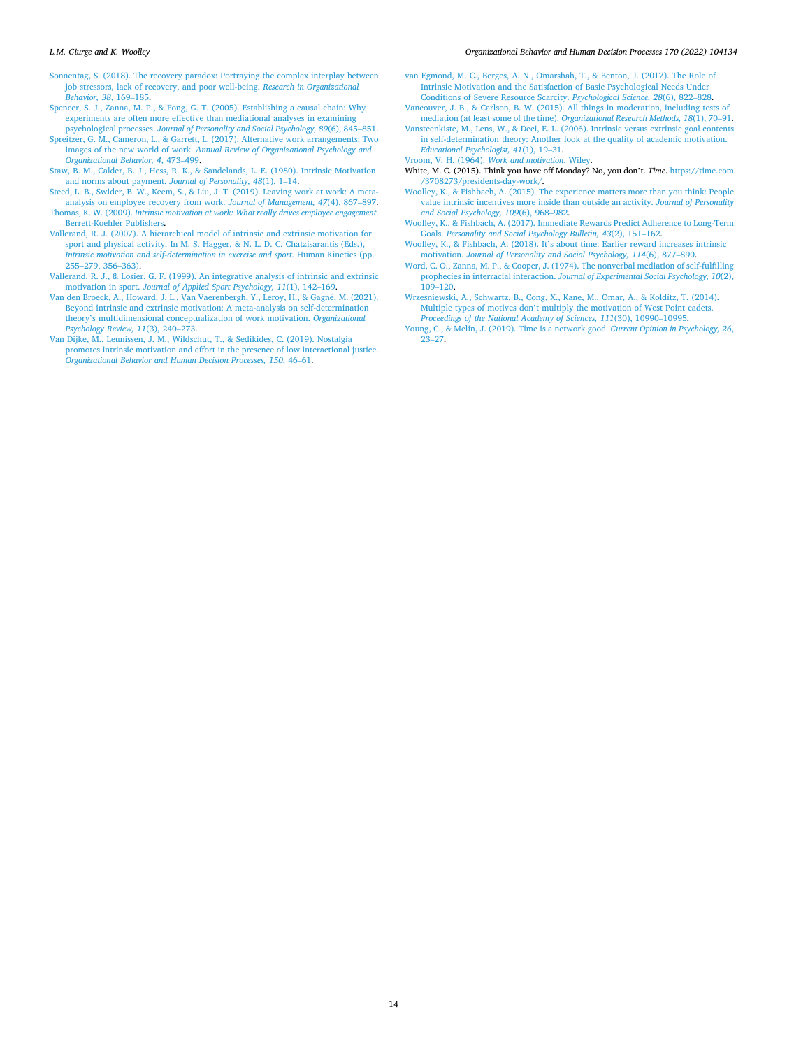Sonnentag, S. (2018). The recovery paradox: Portraying the complex interplay between job stressors, lack of recovery, and poor well-being. *Research in Organizational Behavior, 38*, 169–185.

Spencer, S. J., Zanna, M. P., & Fong, G. T. (2005). Establishing a causal chain: Why experiments are often more effective than mediational analyses in examining psychological processes. *Journal of Personality and Social Psychology, 89*(6), 845–851.

Spreitzer, G. M., Cameron, L., & Garrett, L. (2017). Alternative work arrangements: Two images of the new world of work. *Annual Review of Organizational Psychology and Organizational Behavior, 4*, 473–499.

Staw, B. M., Calder, B. J., Hess, R. K., & Sandelands, L. E. (1980). Intrinsic Motivation and norms about payment. *Journal of Personality, 48*(1), 1–14.

Steed, L. B., Swider, B. W., Keem, S., & Liu, J. T. (2019). Leaving work at work: A meta-analysis on employee recovery from work. *Journal of Management, 47*(4), 867–897.

Thomas, K. W. (2009). *Intrinsic motivation at work: What really drives employee engagement.* Berrett-Koehler Publishers.

Vallerand, R. J. (2007). A hierarchical model of intrinsic and extrinsic motivation for sport and physical activity. In M. S. Hagger, & N. L. D. C. Chatzisarantis (Eds.), *Intrinsic motivation and self-determination in exercise and sport.* Human Kinetics (pp. 255–279, 356–363).

Vallerand, R. J., & Losier, G. F. (1999). An integrative analysis of intrinsic and extrinsic motivation in sport. *Journal of Applied Sport Psychology, 11*(1), 142–169.

Van den Broeck, A., Howard, J. L., Van Vaerenbergh, Y., Leroy, H., & Gagné, M. (2021). Beyond intrinsic and extrinsic motivation: A meta-analysis on self-determination theory's multidimensional conceptualization of work motivation. *Organizational Psychology Review, 11*(3), 240–273.

Van Dijke, M., Leunissen, J. M., Wildschut, T., & Sedikides, C. (2019). Nostalgia promotes intrinsic motivation and effort in the presence of low interactional justice. *Organizational Behavior and Human Decision Processes, 150*, 46–61.

van Egmond, M. C., Berges, A. N., Omarshah, T., & Benton, J. (2017). The Role of Intrinsic Motivation and the Satisfaction of Basic Psychological Needs Under Conditions of Severe Resource Scarcity. *Psychological Science, 28*(6), 822–828.

Vancouver, J. B., & Carlson, B. W. (2015). All things in moderation, including tests of mediation (at least some of the time). *Organizational Research Methods, 18*(1), 70–91.

Vansteenkiste, M., Lens, W., & Deci, E. L. (2006). Intrinsic versus extrinsic goal contents in self-determination theory: Another look at the quality of academic motivation. *Educational Psychologist, 41*(1), 19–31.

Vroom, V. H. (1964). *Work and motivation*. Wiley.

White, M. C. (2015). Think you have off Monday? No, you don't. *Time*. https://time.com/3708273/presidents-day-work/.

Woolley, K., & Fishbach, A. (2015). The experience matters more than you think: People value intrinsic incentives more inside than outside an activity. *Journal of Personality and Social Psychology, 109*(6), 968–982.

Woolley, K., & Fishbach, A. (2017). Immediate Rewards Predict Adherence to Long-Term Goals. *Personality and Social Psychology Bulletin, 43*(2), 151–162.

Woolley, K., & Fishbach, A. (2018). It's about time: Earlier reward increases intrinsic motivation. *Journal of Personality and Social Psychology, 114*(6), 877–890.

Word, C. O., Zanna, M. P., & Cooper, J. (1974). The nonverbal mediation of self-fulfilling prophecies in interracial interaction. *Journal of Experimental Social Psychology, 10*(2), 109–120.

Wrzesniewski, A., Schwartz, B., Cong, X., Kane, M., Omar, A., & Kolditz, T. (2014). Multiple types of motives don't multiply the motivation of West Point cadets. *Proceedings of the National Academy of Sciences, 111*(30), 10990–10995.

Young, C., & Melin, J. (2019). Time is a network good. *Current Opinion in Psychology, 26*, 23–27.